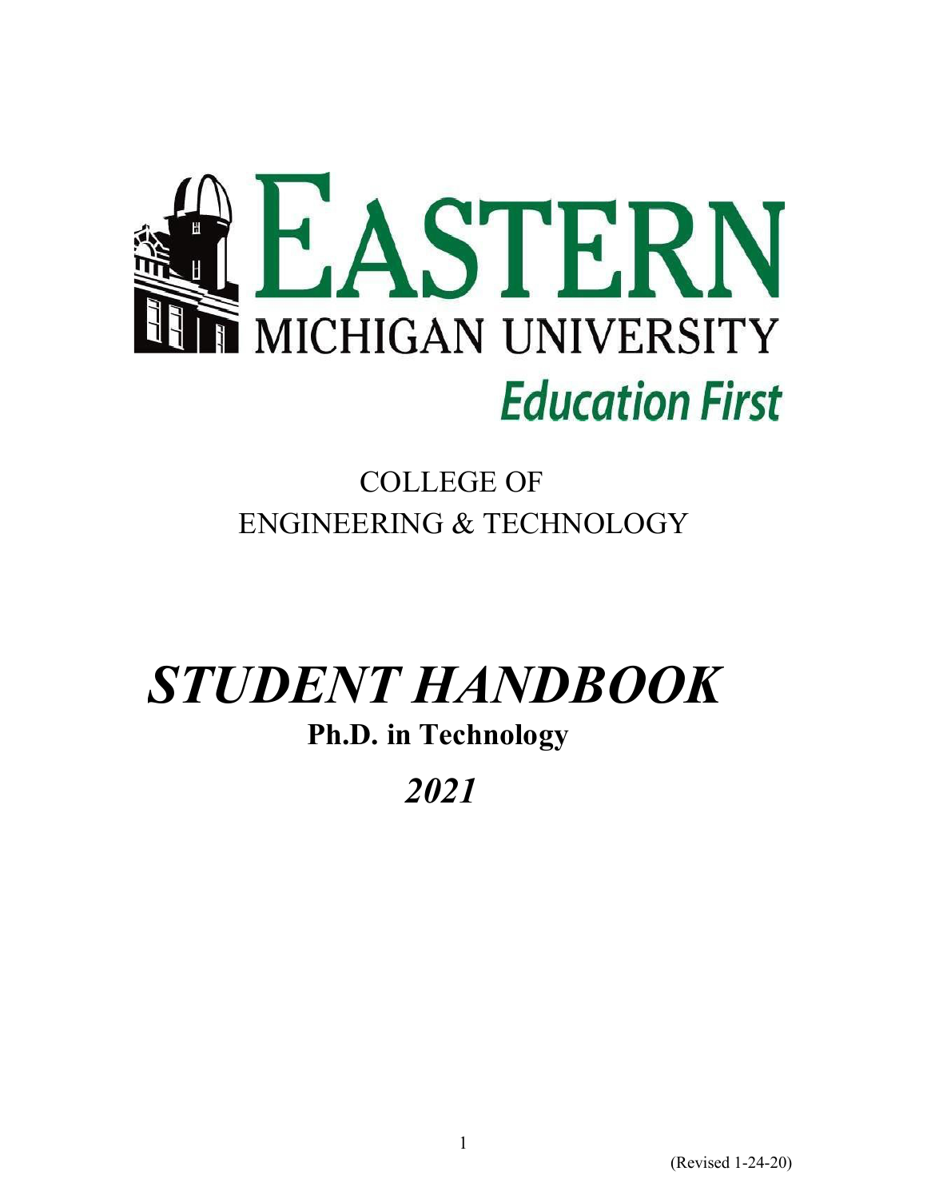# EASTERN MICHIGAN UNIVERSITY

**Education First**

## COLLEGE OF ENGINEERING & TECHNOLOGY

# *STUDENT HANDBOOK*

## Ph.D. in Technology

## *2021*

(Revised 1-24-20)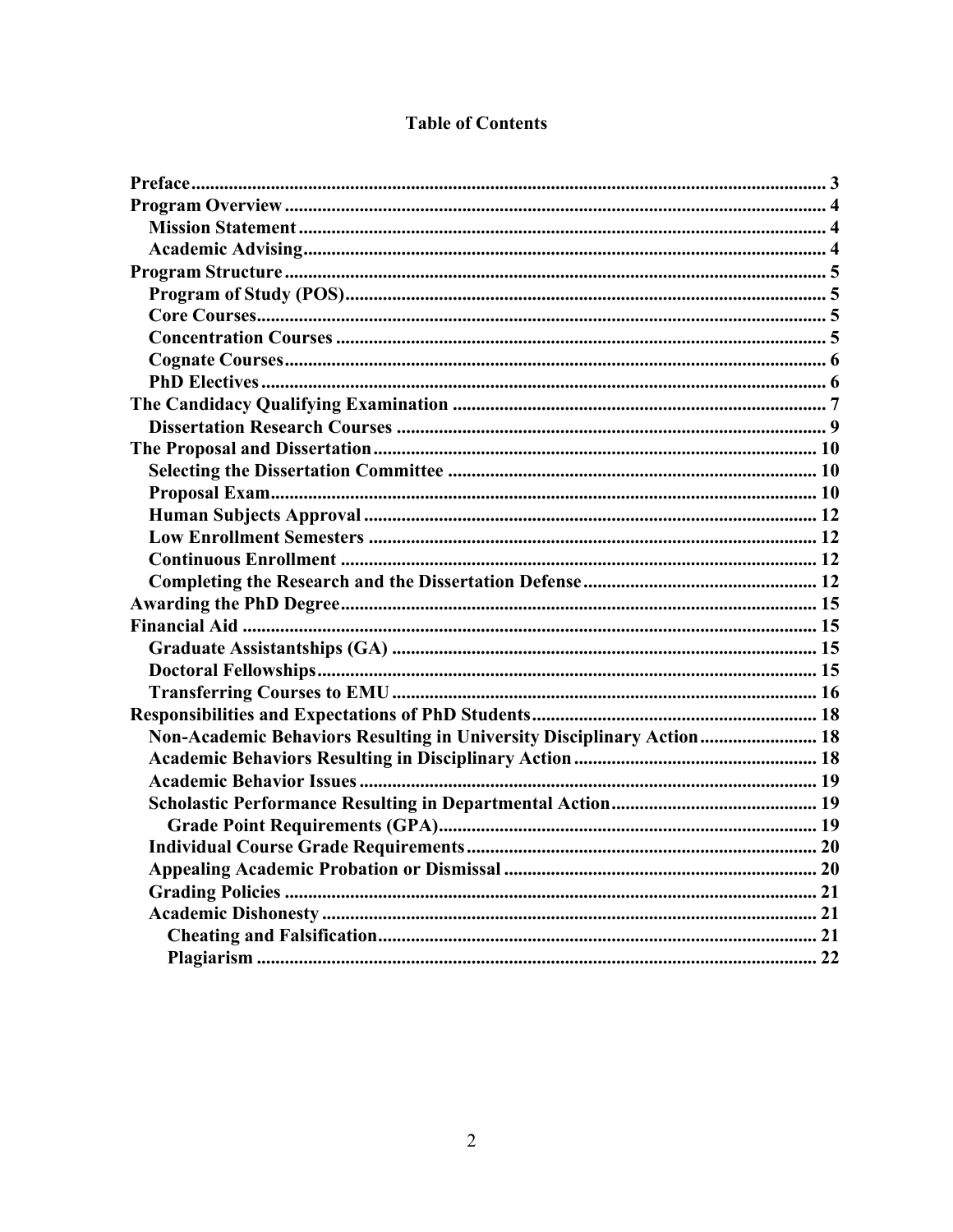# Table of Contents

- **Preface** ... 3
- **Program Overview** ... 4
  - **Mission Statement** ... 4
  - **Academic Advising** ... 4
- **Program Structure** ... 5
  - **Program of Study (POS)** ... 5
  - **Core Courses** ... 5
  - **Concentration Courses** ... 5
  - **Cognate Courses** ... 6
  - **PhD Electives** ... 6
- **The Candidacy Qualifying Examination** ... 7
  - **Dissertation Research Courses** ... 9
- **The Proposal and Dissertation** ... 10
  - **Selecting the Dissertation Committee** ... 10
  - **Proposal Exam** ... 10
  - **Human Subjects Approval** ... 12
  - **Low Enrollment Semesters** ... 12
  - **Continuous Enrollment** ... 12
  - **Completing the Research and the Dissertation Defense** ... 12
- **Awarding the PhD Degree** ... 15
- **Financial Aid** ... 15
  - **Graduate Assistantships (GA)** ... 15
  - **Doctoral Fellowships** ... 15
  - **Transferring Courses to EMU** ... 16
- **Responsibilities and Expectations of PhD Students** ... 18
  - **Non-Academic Behaviors Resulting in University Disciplinary Action** ... 18
  - **Academic Behaviors Resulting in Disciplinary Action** ... 18
  - **Academic Behavior Issues** ... 19
  - **Scholastic Performance Resulting in Departmental Action** ... 19
    - **Grade Point Requirements (GPA)** ... 19
  - **Individual Course Grade Requirements** ... 20
  - **Appealing Academic Probation or Dismissal** ... 20
  - **Grading Policies** ... 21
  - **Academic Dishonesty** ... 21
    - **Cheating and Falsification** ... 21
    - **Plagiarism** ... 22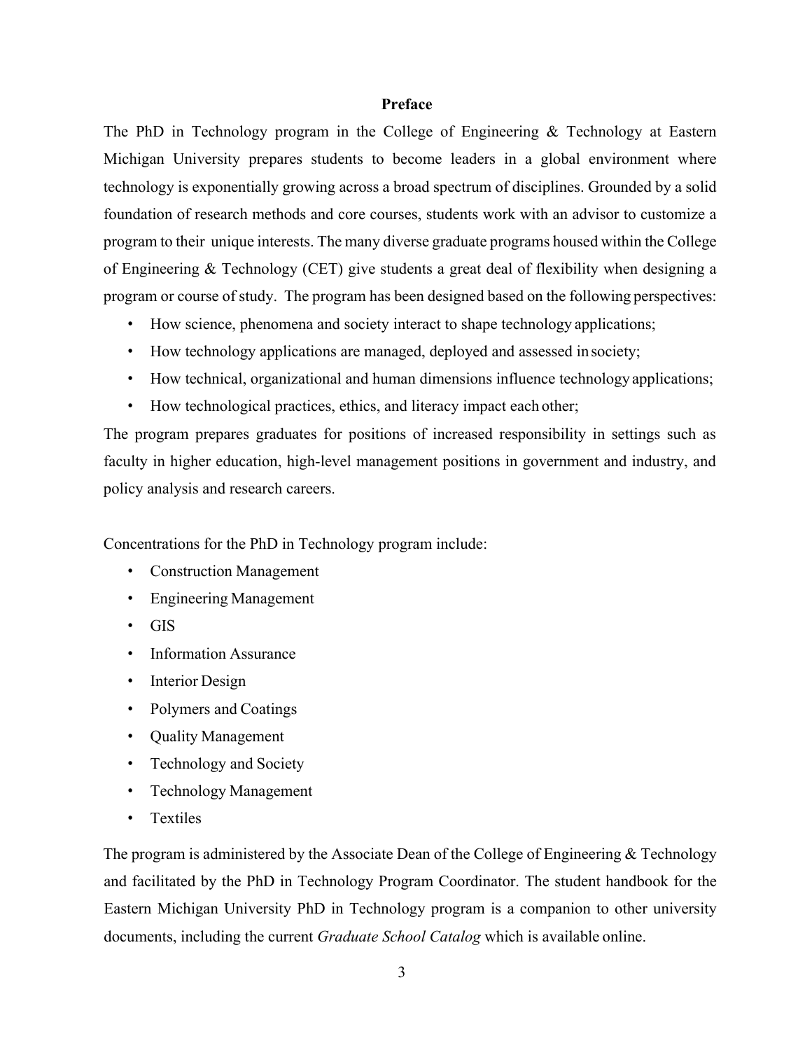## Preface

The PhD in Technology program in the College of Engineering & Technology at Eastern Michigan University prepares students to become leaders in a global environment where technology is exponentially growing across a broad spectrum of disciplines. Grounded by a solid foundation of research methods and core courses, students work with an advisor to customize a program to their unique interests. The many diverse graduate programs housed within the College of Engineering & Technology (CET) give students a great deal of flexibility when designing a program or course of study. The program has been designed based on the following perspectives:

- How science, phenomena and society interact to shape technology applications;
- How technology applications are managed, deployed and assessed in society;
- How technical, organizational and human dimensions influence technology applications;
- How technological practices, ethics, and literacy impact each other;

The program prepares graduates for positions of increased responsibility in settings such as faculty in higher education, high-level management positions in government and industry, and policy analysis and research careers.

Concentrations for the PhD in Technology program include:

- Construction Management
- Engineering Management
- GIS
- Information Assurance
- Interior Design
- Polymers and Coatings
- Quality Management
- Technology and Society
- Technology Management
- Textiles

The program is administered by the Associate Dean of the College of Engineering & Technology and facilitated by the PhD in Technology Program Coordinator. The student handbook for the Eastern Michigan University PhD in Technology program is a companion to other university documents, including the current *Graduate School Catalog* which is available online.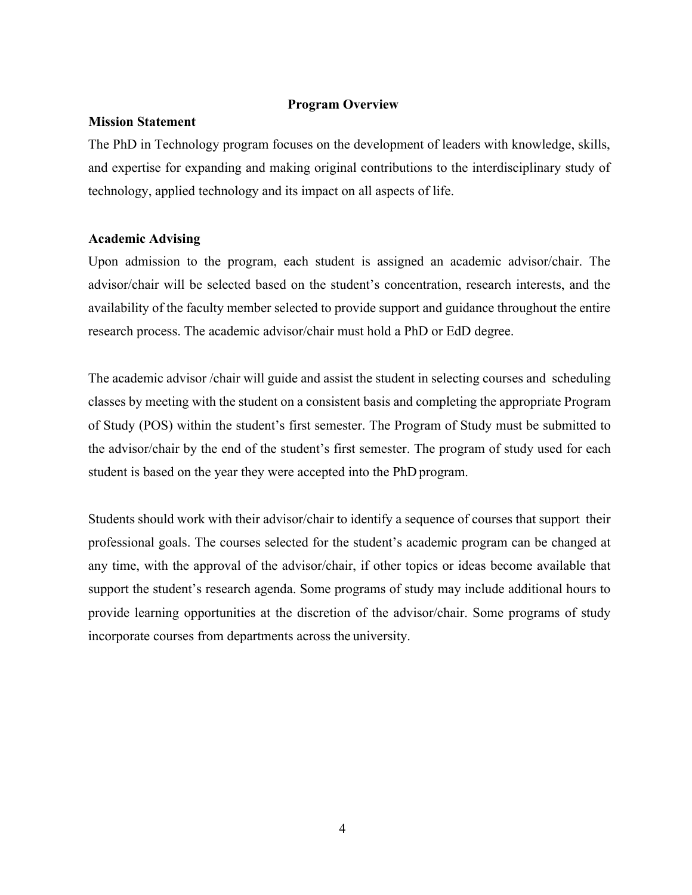# Program Overview

## Mission Statement

The PhD in Technology program focuses on the development of leaders with knowledge, skills, and expertise for expanding and making original contributions to the interdisciplinary study of technology, applied technology and its impact on all aspects of life.

## Academic Advising

Upon admission to the program, each student is assigned an academic advisor/chair. The advisor/chair will be selected based on the student's concentration, research interests, and the availability of the faculty member selected to provide support and guidance throughout the entire research process. The academic advisor/chair must hold a PhD or EdD degree.

The academic advisor /chair will guide and assist the student in selecting courses and scheduling classes by meeting with the student on a consistent basis and completing the appropriate Program of Study (POS) within the student's first semester. The Program of Study must be submitted to the advisor/chair by the end of the student's first semester. The program of study used for each student is based on the year they were accepted into the PhD program.

Students should work with their advisor/chair to identify a sequence of courses that support their professional goals. The courses selected for the student's academic program can be changed at any time, with the approval of the advisor/chair, if other topics or ideas become available that support the student's research agenda. Some programs of study may include additional hours to provide learning opportunities at the discretion of the advisor/chair. Some programs of study incorporate courses from departments across the university.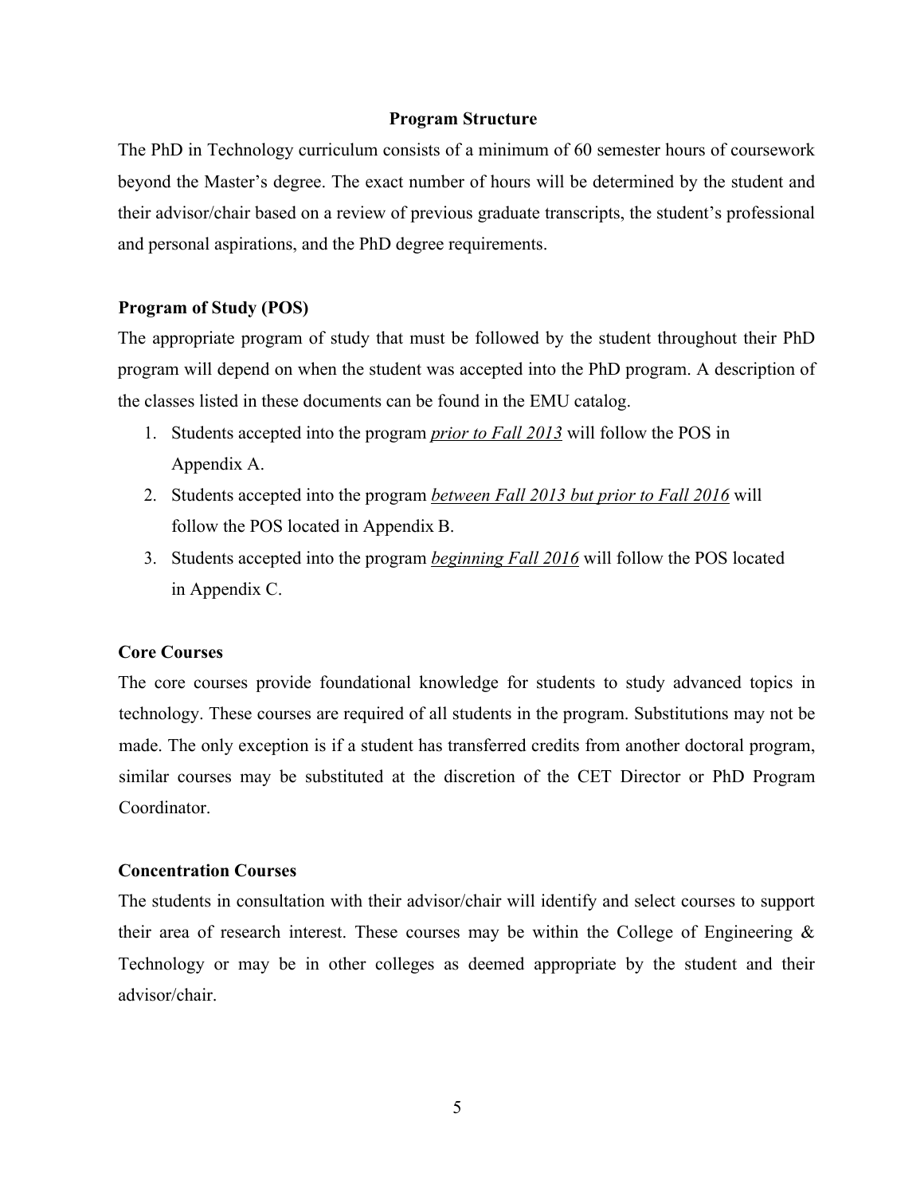## Program Structure

The PhD in Technology curriculum consists of a minimum of 60 semester hours of coursework beyond the Master's degree. The exact number of hours will be determined by the student and their advisor/chair based on a review of previous graduate transcripts, the student's professional and personal aspirations, and the PhD degree requirements.

### Program of Study (POS)

The appropriate program of study that must be followed by the student throughout their PhD program will depend on when the student was accepted into the PhD program. A description of the classes listed in these documents can be found in the EMU catalog.

1. Students accepted into the program <u>*prior to Fall 2013*</u> will follow the POS in Appendix A.
2. Students accepted into the program <u>*between Fall 2013 but prior to Fall 2016*</u> will follow the POS located in Appendix B.
3. Students accepted into the program <u>*beginning Fall 2016*</u> will follow the POS located in Appendix C.

### Core Courses

The core courses provide foundational knowledge for students to study advanced topics in technology. These courses are required of all students in the program. Substitutions may not be made. The only exception is if a student has transferred credits from another doctoral program, similar courses may be substituted at the discretion of the CET Director or PhD Program Coordinator.

### Concentration Courses

The students in consultation with their advisor/chair will identify and select courses to support their area of research interest. These courses may be within the College of Engineering & Technology or may be in other colleges as deemed appropriate by the student and their advisor/chair.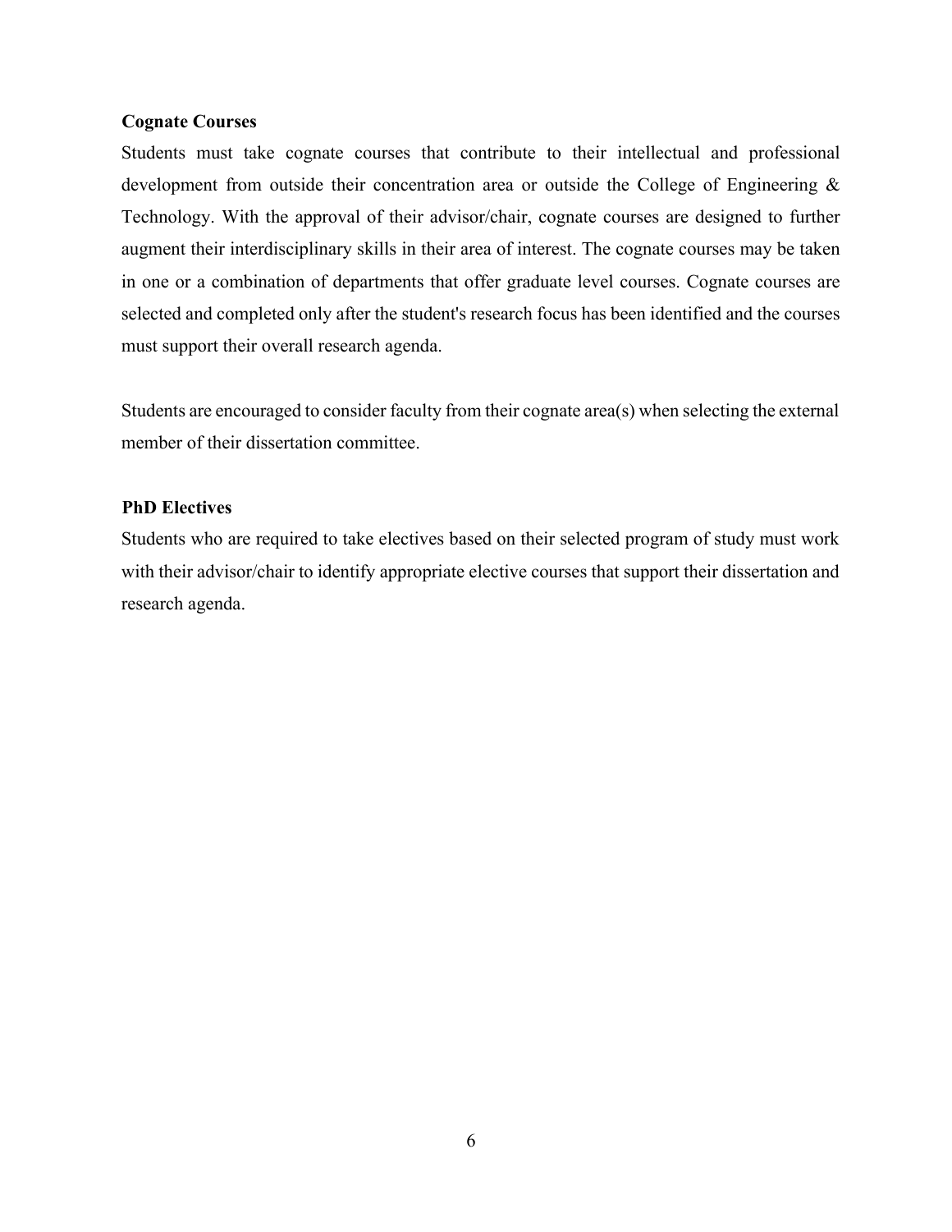**Cognate Courses**

Students must take cognate courses that contribute to their intellectual and professional development from outside their concentration area or outside the College of Engineering & Technology. With the approval of their advisor/chair, cognate courses are designed to further augment their interdisciplinary skills in their area of interest. The cognate courses may be taken in one or a combination of departments that offer graduate level courses. Cognate courses are selected and completed only after the student's research focus has been identified and the courses must support their overall research agenda.

Students are encouraged to consider faculty from their cognate area(s) when selecting the external member of their dissertation committee.

**PhD Electives**

Students who are required to take electives based on their selected program of study must work with their advisor/chair to identify appropriate elective courses that support their dissertation and research agenda.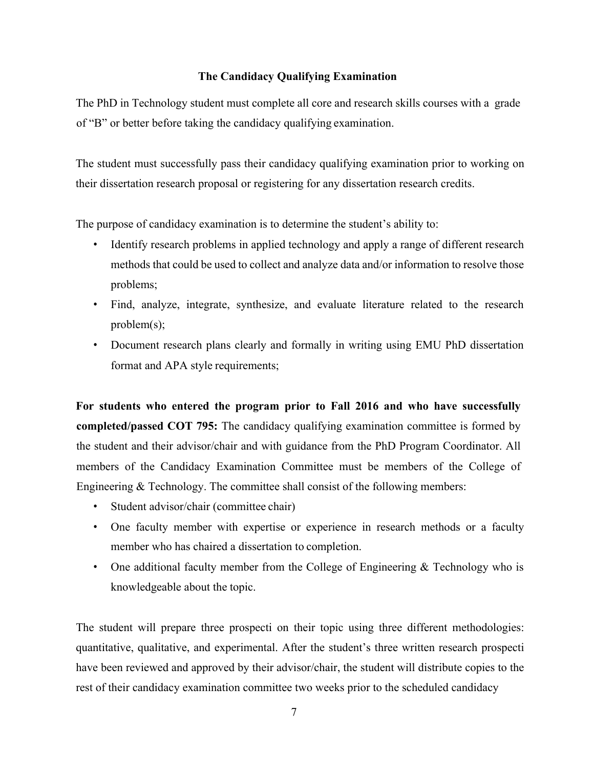## The Candidacy Qualifying Examination

The PhD in Technology student must complete all core and research skills courses with a grade of "B" or better before taking the candidacy qualifying examination.

The student must successfully pass their candidacy qualifying examination prior to working on their dissertation research proposal or registering for any dissertation research credits.

The purpose of candidacy examination is to determine the student's ability to:

- Identify research problems in applied technology and apply a range of different research methods that could be used to collect and analyze data and/or information to resolve those problems;
- Find, analyze, integrate, synthesize, and evaluate literature related to the research problem(s);
- Document research plans clearly and formally in writing using EMU PhD dissertation format and APA style requirements;

**For students who entered the program prior to Fall 2016 and who have successfully completed/passed COT 795:** The candidacy qualifying examination committee is formed by the student and their advisor/chair and with guidance from the PhD Program Coordinator. All members of the Candidacy Examination Committee must be members of the College of Engineering & Technology. The committee shall consist of the following members:

- Student advisor/chair (committee chair)
- One faculty member with expertise or experience in research methods or a faculty member who has chaired a dissertation to completion.
- One additional faculty member from the College of Engineering & Technology who is knowledgeable about the topic.

The student will prepare three prospecti on their topic using three different methodologies: quantitative, qualitative, and experimental. After the student's three written research prospecti have been reviewed and approved by their advisor/chair, the student will distribute copies to the rest of their candidacy examination committee two weeks prior to the scheduled candidacy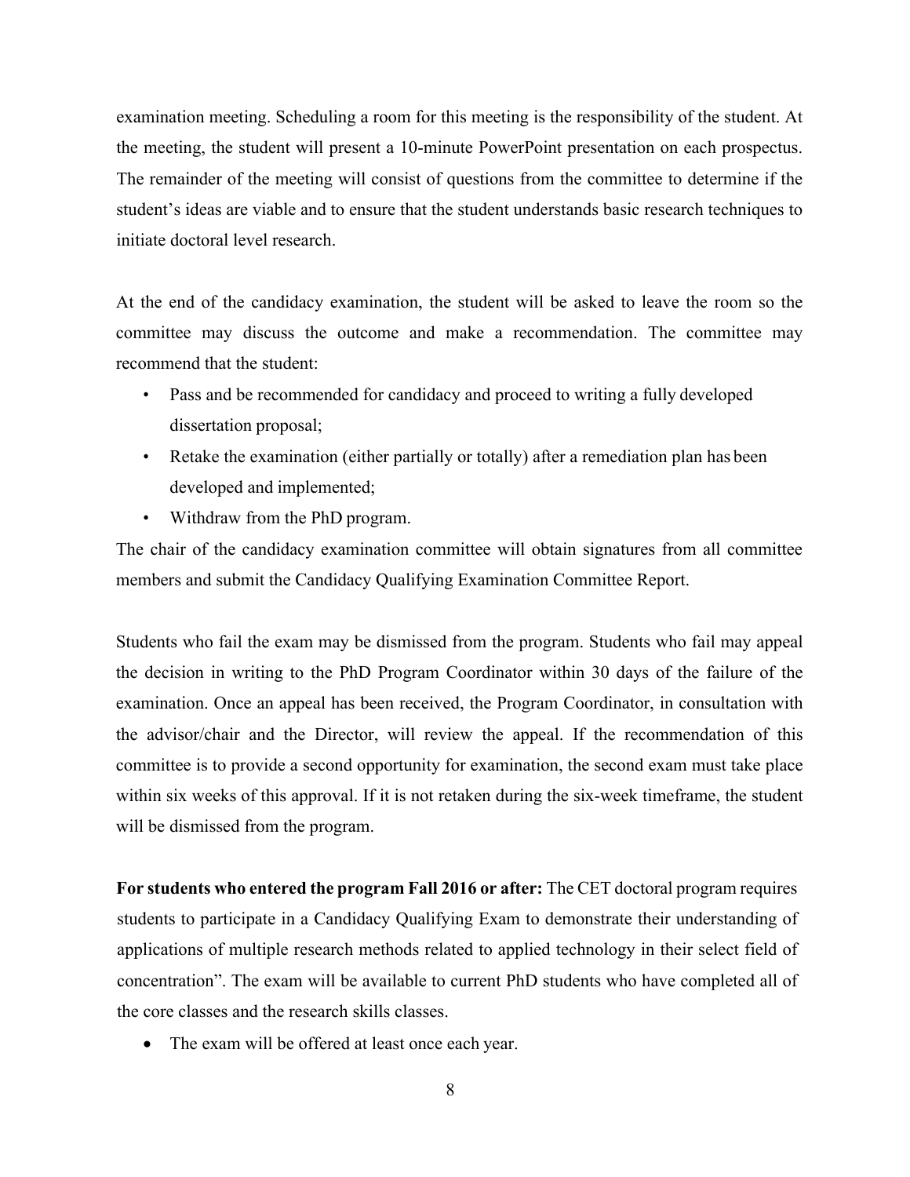examination meeting. Scheduling a room for this meeting is the responsibility of the student. At the meeting, the student will present a 10-minute PowerPoint presentation on each prospectus. The remainder of the meeting will consist of questions from the committee to determine if the student's ideas are viable and to ensure that the student understands basic research techniques to initiate doctoral level research.

At the end of the candidacy examination, the student will be asked to leave the room so the committee may discuss the outcome and make a recommendation. The committee may recommend that the student:

- Pass and be recommended for candidacy and proceed to writing a fully developed dissertation proposal;
- Retake the examination (either partially or totally) after a remediation plan has been developed and implemented;
- Withdraw from the PhD program.

The chair of the candidacy examination committee will obtain signatures from all committee members and submit the Candidacy Qualifying Examination Committee Report.

Students who fail the exam may be dismissed from the program. Students who fail may appeal the decision in writing to the PhD Program Coordinator within 30 days of the failure of the examination. Once an appeal has been received, the Program Coordinator, in consultation with the advisor/chair and the Director, will review the appeal. If the recommendation of this committee is to provide a second opportunity for examination, the second exam must take place within six weeks of this approval. If it is not retaken during the six-week timeframe, the student will be dismissed from the program.

**For students who entered the program Fall 2016 or after:** The CET doctoral program requires students to participate in a Candidacy Qualifying Exam to demonstrate their understanding of applications of multiple research methods related to applied technology in their select field of concentration". The exam will be available to current PhD students who have completed all of the core classes and the research skills classes.

- The exam will be offered at least once each year.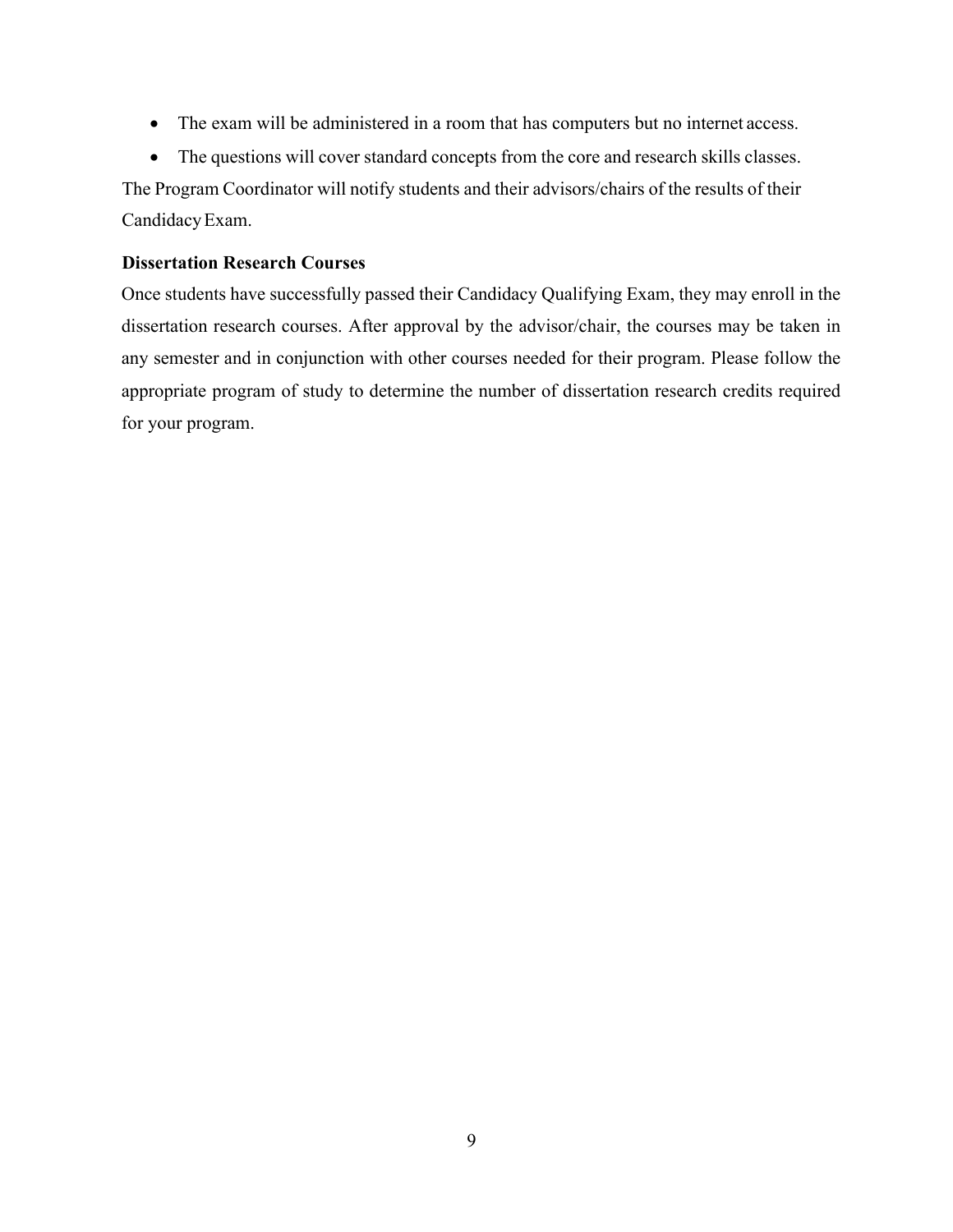- The exam will be administered in a room that has computers but no internet access.
- The questions will cover standard concepts from the core and research skills classes.

The Program Coordinator will notify students and their advisors/chairs of the results of their Candidacy Exam.

**Dissertation Research Courses**

Once students have successfully passed their Candidacy Qualifying Exam, they may enroll in the dissertation research courses. After approval by the advisor/chair, the courses may be taken in any semester and in conjunction with other courses needed for their program. Please follow the appropriate program of study to determine the number of dissertation research credits required for your program.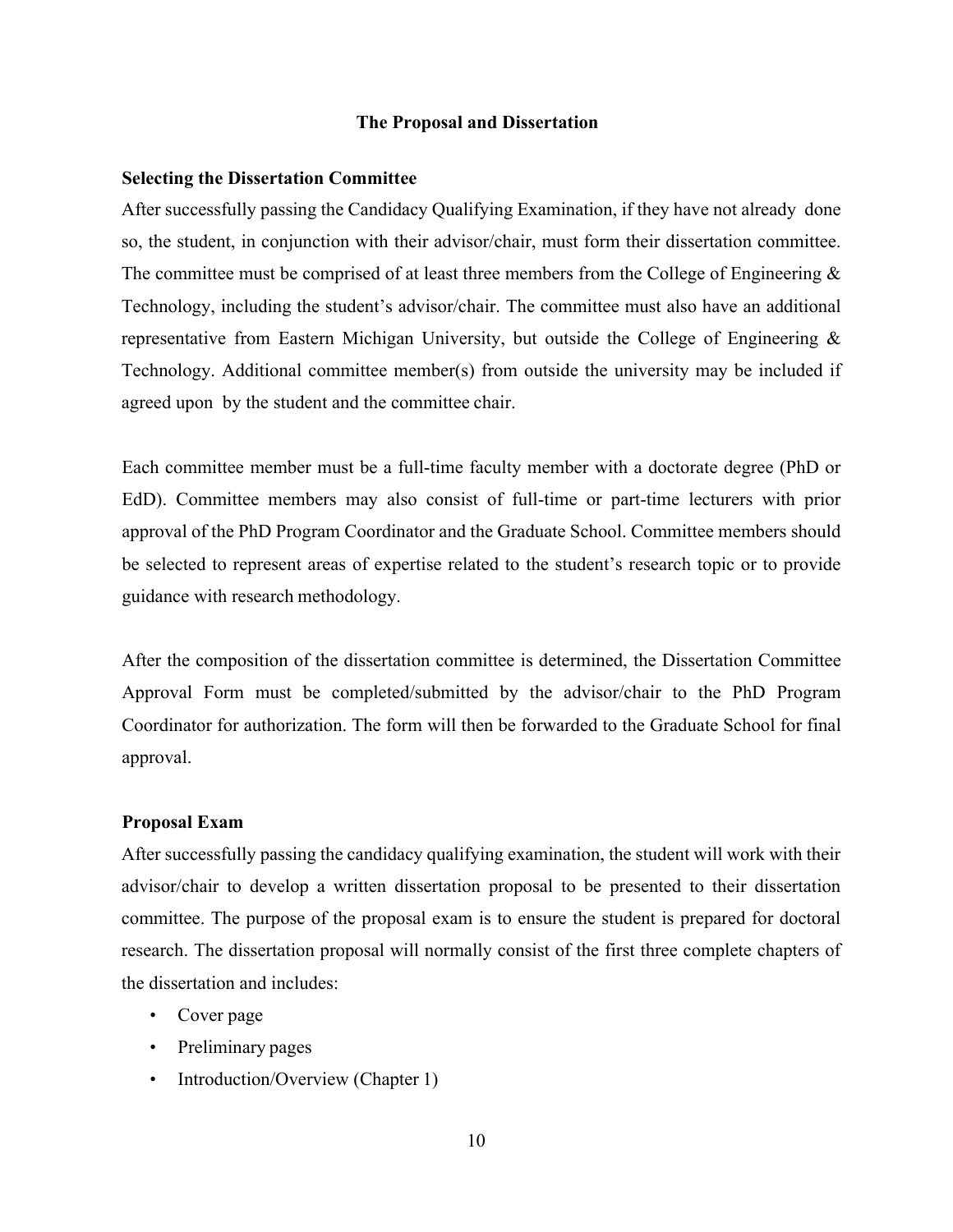## The Proposal and Dissertation

### Selecting the Dissertation Committee

After successfully passing the Candidacy Qualifying Examination, if they have not already done so, the student, in conjunction with their advisor/chair, must form their dissertation committee. The committee must be comprised of at least three members from the College of Engineering & Technology, including the student's advisor/chair. The committee must also have an additional representative from Eastern Michigan University, but outside the College of Engineering & Technology. Additional committee member(s) from outside the university may be included if agreed upon by the student and the committee chair.

Each committee member must be a full-time faculty member with a doctorate degree (PhD or EdD). Committee members may also consist of full-time or part-time lecturers with prior approval of the PhD Program Coordinator and the Graduate School. Committee members should be selected to represent areas of expertise related to the student's research topic or to provide guidance with research methodology.

After the composition of the dissertation committee is determined, the Dissertation Committee Approval Form must be completed/submitted by the advisor/chair to the PhD Program Coordinator for authorization. The form will then be forwarded to the Graduate School for final approval.

### Proposal Exam

After successfully passing the candidacy qualifying examination, the student will work with their advisor/chair to develop a written dissertation proposal to be presented to their dissertation committee. The purpose of the proposal exam is to ensure the student is prepared for doctoral research. The dissertation proposal will normally consist of the first three complete chapters of the dissertation and includes:

- Cover page
- Preliminary pages
- Introduction/Overview (Chapter 1)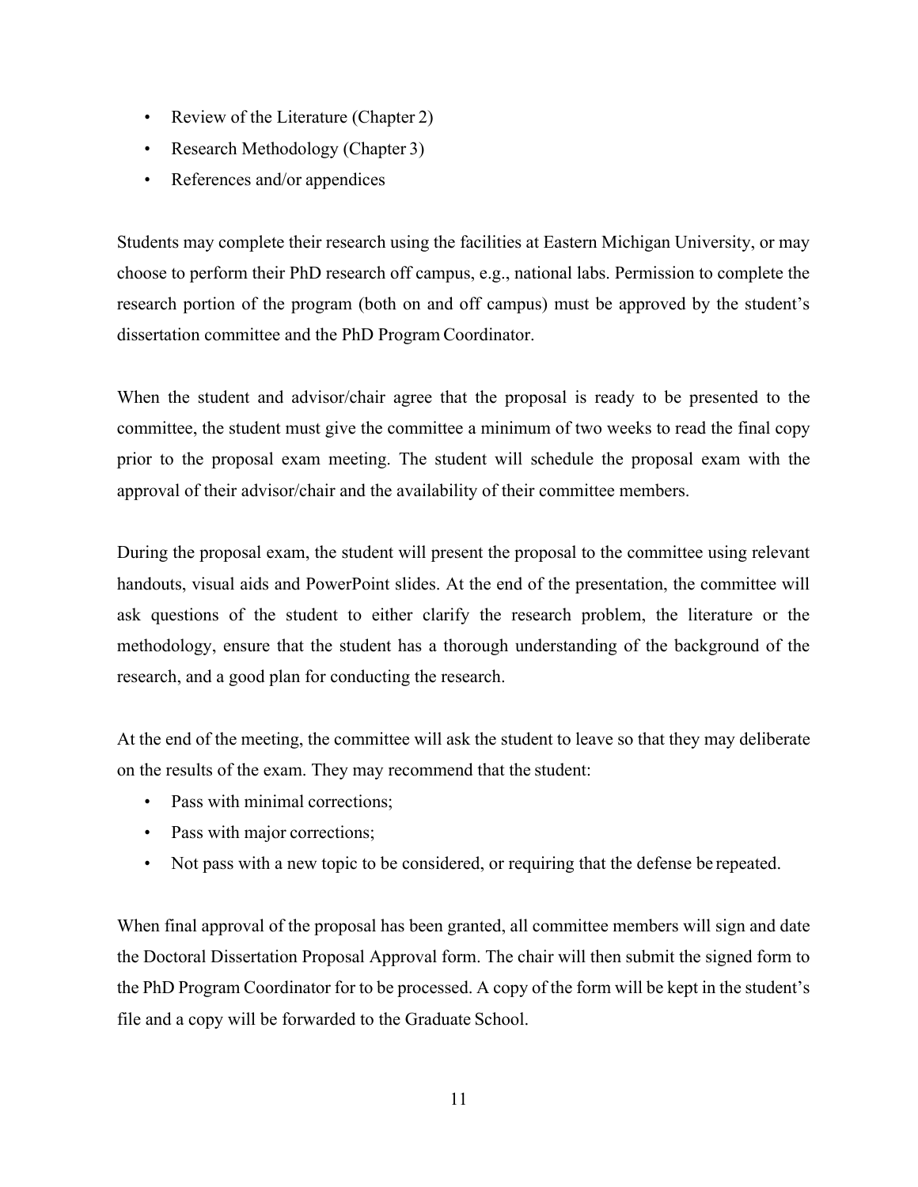- Review of the Literature (Chapter 2)
- Research Methodology (Chapter 3)
- References and/or appendices

Students may complete their research using the facilities at Eastern Michigan University, or may choose to perform their PhD research off campus, e.g., national labs. Permission to complete the research portion of the program (both on and off campus) must be approved by the student's dissertation committee and the PhD Program Coordinator.

When the student and advisor/chair agree that the proposal is ready to be presented to the committee, the student must give the committee a minimum of two weeks to read the final copy prior to the proposal exam meeting. The student will schedule the proposal exam with the approval of their advisor/chair and the availability of their committee members.

During the proposal exam, the student will present the proposal to the committee using relevant handouts, visual aids and PowerPoint slides. At the end of the presentation, the committee will ask questions of the student to either clarify the research problem, the literature or the methodology, ensure that the student has a thorough understanding of the background of the research, and a good plan for conducting the research.

At the end of the meeting, the committee will ask the student to leave so that they may deliberate on the results of the exam. They may recommend that the student:

- Pass with minimal corrections;
- Pass with major corrections;
- Not pass with a new topic to be considered, or requiring that the defense be repeated.

When final approval of the proposal has been granted, all committee members will sign and date the Doctoral Dissertation Proposal Approval form. The chair will then submit the signed form to the PhD Program Coordinator for to be processed. A copy of the form will be kept in the student's file and a copy will be forwarded to the Graduate School.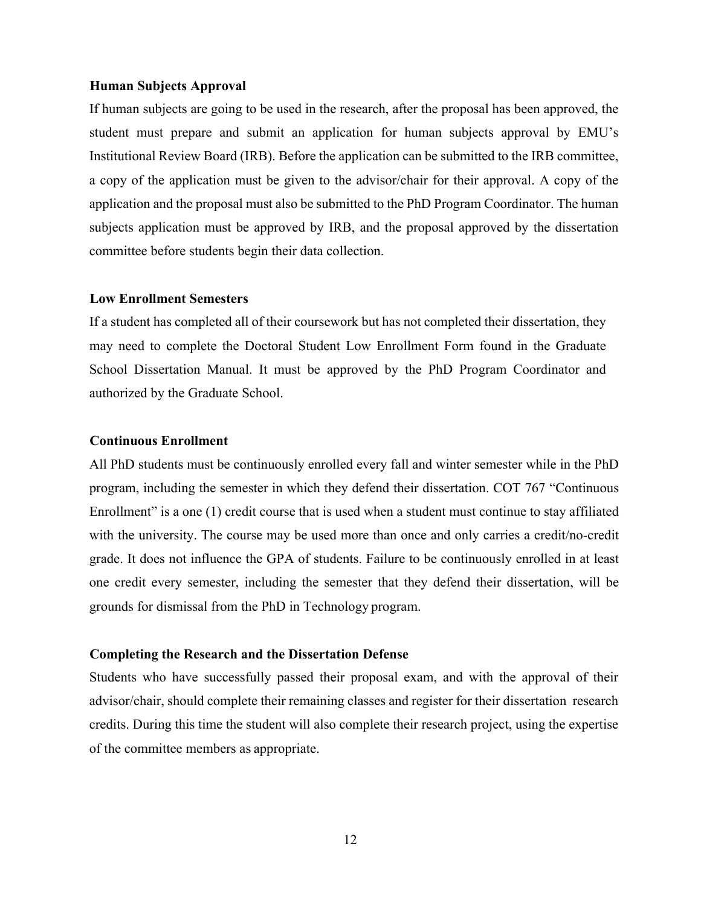### Human Subjects Approval

If human subjects are going to be used in the research, after the proposal has been approved, the student must prepare and submit an application for human subjects approval by EMU's Institutional Review Board (IRB). Before the application can be submitted to the IRB committee, a copy of the application must be given to the advisor/chair for their approval. A copy of the application and the proposal must also be submitted to the PhD Program Coordinator. The human subjects application must be approved by IRB, and the proposal approved by the dissertation committee before students begin their data collection.

### Low Enrollment Semesters

If a student has completed all of their coursework but has not completed their dissertation, they may need to complete the Doctoral Student Low Enrollment Form found in the Graduate School Dissertation Manual. It must be approved by the PhD Program Coordinator and authorized by the Graduate School.

### Continuous Enrollment

All PhD students must be continuously enrolled every fall and winter semester while in the PhD program, including the semester in which they defend their dissertation. COT 767 "Continuous Enrollment" is a one (1) credit course that is used when a student must continue to stay affiliated with the university. The course may be used more than once and only carries a credit/no-credit grade. It does not influence the GPA of students. Failure to be continuously enrolled in at least one credit every semester, including the semester that they defend their dissertation, will be grounds for dismissal from the PhD in Technology program.

### Completing the Research and the Dissertation Defense

Students who have successfully passed their proposal exam, and with the approval of their advisor/chair, should complete their remaining classes and register for their dissertation research credits. During this time the student will also complete their research project, using the expertise of the committee members as appropriate.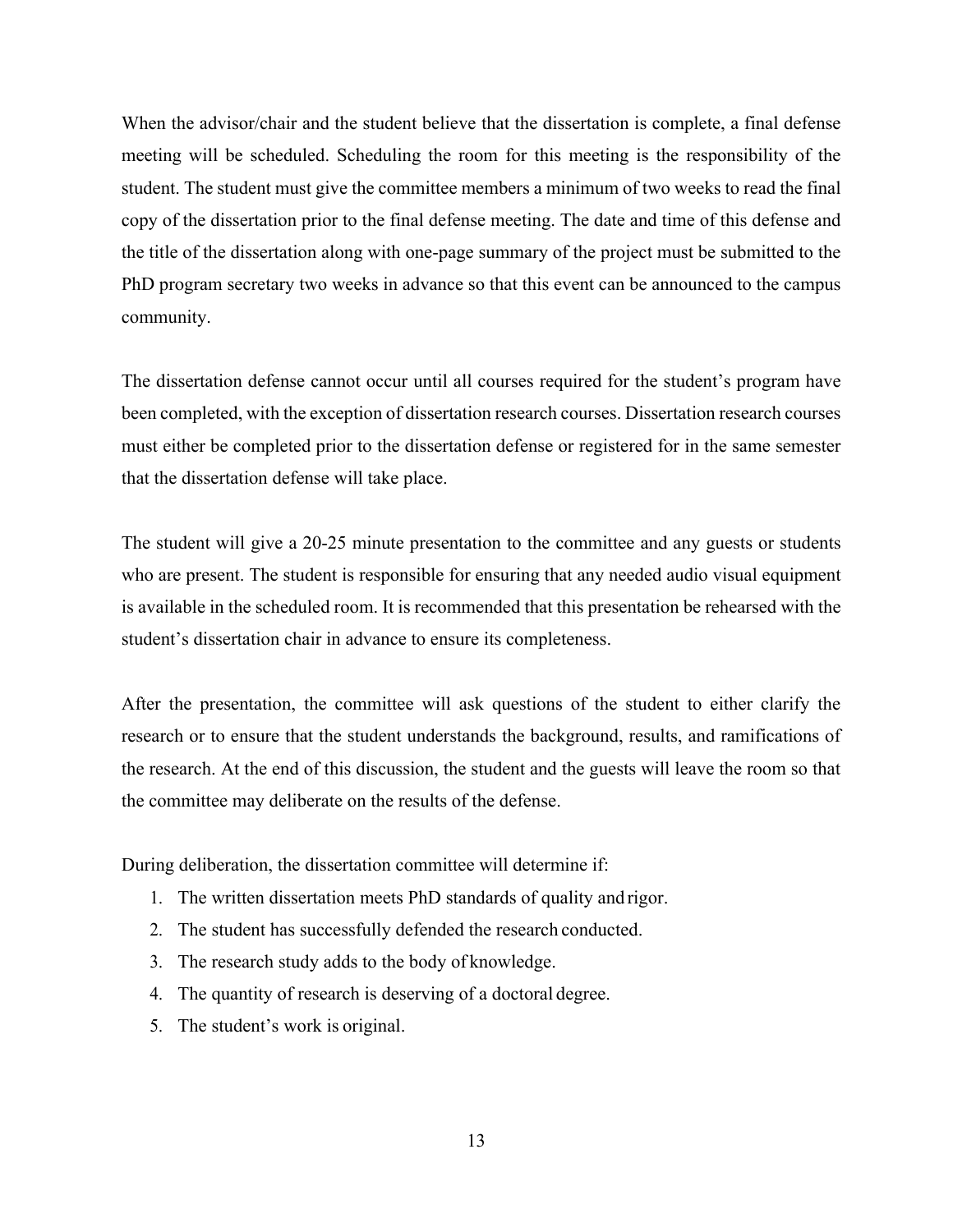When the advisor/chair and the student believe that the dissertation is complete, a final defense meeting will be scheduled. Scheduling the room for this meeting is the responsibility of the student. The student must give the committee members a minimum of two weeks to read the final copy of the dissertation prior to the final defense meeting. The date and time of this defense and the title of the dissertation along with one-page summary of the project must be submitted to the PhD program secretary two weeks in advance so that this event can be announced to the campus community.

The dissertation defense cannot occur until all courses required for the student's program have been completed, with the exception of dissertation research courses. Dissertation research courses must either be completed prior to the dissertation defense or registered for in the same semester that the dissertation defense will take place.

The student will give a 20-25 minute presentation to the committee and any guests or students who are present. The student is responsible for ensuring that any needed audio visual equipment is available in the scheduled room. It is recommended that this presentation be rehearsed with the student's dissertation chair in advance to ensure its completeness.

After the presentation, the committee will ask questions of the student to either clarify the research or to ensure that the student understands the background, results, and ramifications of the research. At the end of this discussion, the student and the guests will leave the room so that the committee may deliberate on the results of the defense.

During deliberation, the dissertation committee will determine if:

1. The written dissertation meets PhD standards of quality and rigor.
2. The student has successfully defended the research conducted.
3. The research study adds to the body of knowledge.
4. The quantity of research is deserving of a doctoral degree.
5. The student's work is original.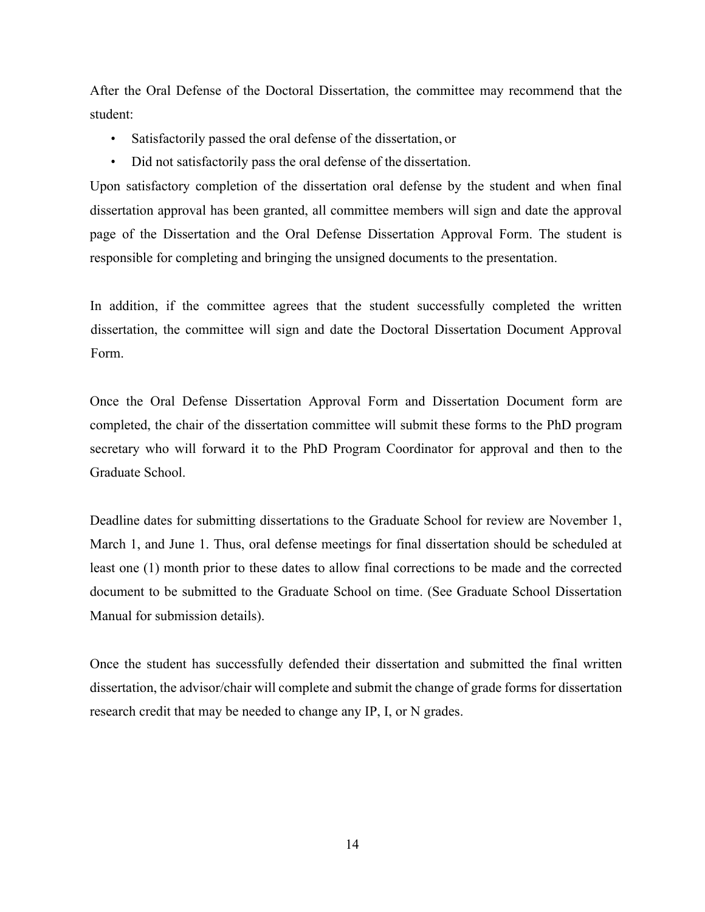After the Oral Defense of the Doctoral Dissertation, the committee may recommend that the student:

- Satisfactorily passed the oral defense of the dissertation, or
- Did not satisfactorily pass the oral defense of the dissertation.

Upon satisfactory completion of the dissertation oral defense by the student and when final dissertation approval has been granted, all committee members will sign and date the approval page of the Dissertation and the Oral Defense Dissertation Approval Form. The student is responsible for completing and bringing the unsigned documents to the presentation.

In addition, if the committee agrees that the student successfully completed the written dissertation, the committee will sign and date the Doctoral Dissertation Document Approval Form.

Once the Oral Defense Dissertation Approval Form and Dissertation Document form are completed, the chair of the dissertation committee will submit these forms to the PhD program secretary who will forward it to the PhD Program Coordinator for approval and then to the Graduate School.

Deadline dates for submitting dissertations to the Graduate School for review are November 1, March 1, and June 1. Thus, oral defense meetings for final dissertation should be scheduled at least one (1) month prior to these dates to allow final corrections to be made and the corrected document to be submitted to the Graduate School on time. (See Graduate School Dissertation Manual for submission details).

Once the student has successfully defended their dissertation and submitted the final written dissertation, the advisor/chair will complete and submit the change of grade forms for dissertation research credit that may be needed to change any IP, I, or N grades.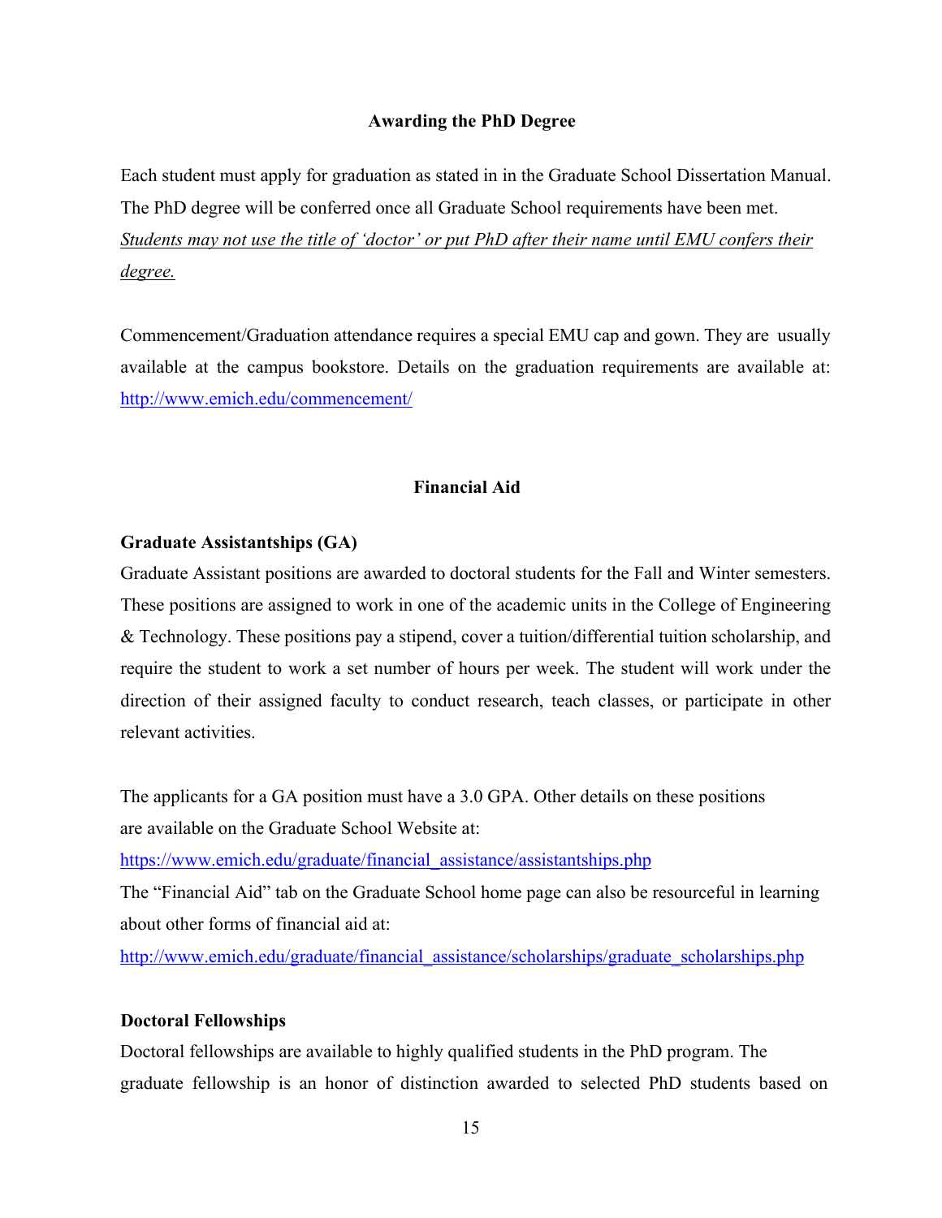## Awarding the PhD Degree

Each student must apply for graduation as stated in in the Graduate School Dissertation Manual. The PhD degree will be conferred once all Graduate School requirements have been met. *Students may not use the title of 'doctor' or put PhD after their name until EMU confers their degree.*

Commencement/Graduation attendance requires a special EMU cap and gown. They are usually available at the campus bookstore. Details on the graduation requirements are available at: http://www.emich.edu/commencement/

## Financial Aid

### Graduate Assistantships (GA)

Graduate Assistant positions are awarded to doctoral students for the Fall and Winter semesters. These positions are assigned to work in one of the academic units in the College of Engineering & Technology. These positions pay a stipend, cover a tuition/differential tuition scholarship, and require the student to work a set number of hours per week. The student will work under the direction of their assigned faculty to conduct research, teach classes, or participate in other relevant activities.

The applicants for a GA position must have a 3.0 GPA. Other details on these positions are available on the Graduate School Website at:
https://www.emich.edu/graduate/financial_assistance/assistantships.php
The "Financial Aid" tab on the Graduate School home page can also be resourceful in learning about other forms of financial aid at:
http://www.emich.edu/graduate/financial_assistance/scholarships/graduate_scholarships.php

### Doctoral Fellowships

Doctoral fellowships are available to highly qualified students in the PhD program. The graduate fellowship is an honor of distinction awarded to selected PhD students based on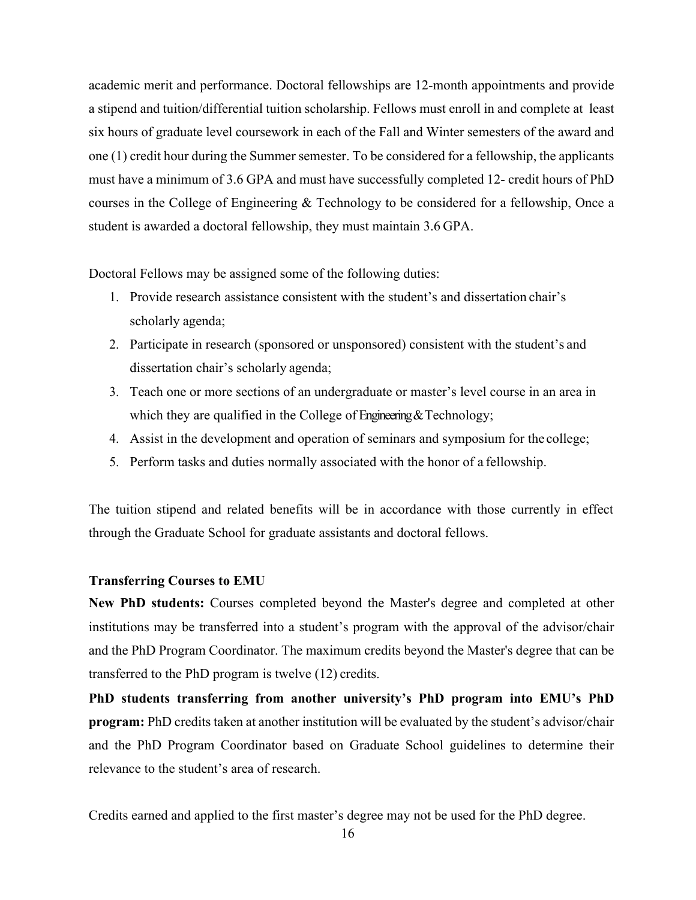academic merit and performance. Doctoral fellowships are 12-month appointments and provide a stipend and tuition/differential tuition scholarship. Fellows must enroll in and complete at least six hours of graduate level coursework in each of the Fall and Winter semesters of the award and one (1) credit hour during the Summer semester. To be considered for a fellowship, the applicants must have a minimum of 3.6 GPA and must have successfully completed 12- credit hours of PhD courses in the College of Engineering & Technology to be considered for a fellowship, Once a student is awarded a doctoral fellowship, they must maintain 3.6 GPA.

Doctoral Fellows may be assigned some of the following duties:

1. Provide research assistance consistent with the student's and dissertation chair's scholarly agenda;
2. Participate in research (sponsored or unsponsored) consistent with the student's and dissertation chair's scholarly agenda;
3. Teach one or more sections of an undergraduate or master's level course in an area in which they are qualified in the College of Engineering & Technology;
4. Assist in the development and operation of seminars and symposium for the college;
5. Perform tasks and duties normally associated with the honor of a fellowship.

The tuition stipend and related benefits will be in accordance with those currently in effect through the Graduate School for graduate assistants and doctoral fellows.

**Transferring Courses to EMU**

**New PhD students:** Courses completed beyond the Master's degree and completed at other institutions may be transferred into a student's program with the approval of the advisor/chair and the PhD Program Coordinator. The maximum credits beyond the Master's degree that can be transferred to the PhD program is twelve (12) credits.

**PhD students transferring from another university's PhD program into EMU's PhD program:** PhD credits taken at another institution will be evaluated by the student's advisor/chair and the PhD Program Coordinator based on Graduate School guidelines to determine their relevance to the student's area of research.

Credits earned and applied to the first master's degree may not be used for the PhD degree.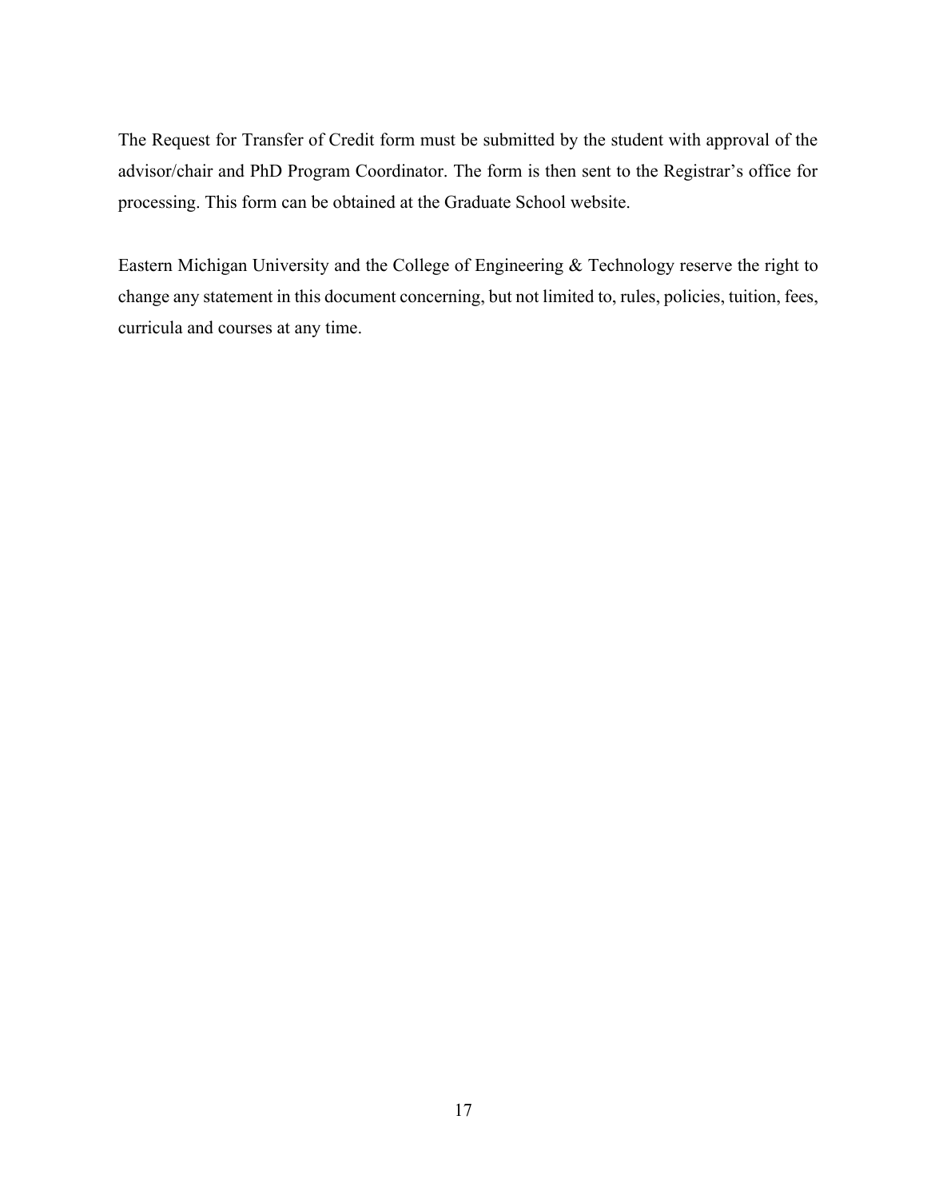The Request for Transfer of Credit form must be submitted by the student with approval of the advisor/chair and PhD Program Coordinator. The form is then sent to the Registrar's office for processing. This form can be obtained at the Graduate School website.

Eastern Michigan University and the College of Engineering & Technology reserve the right to change any statement in this document concerning, but not limited to, rules, policies, tuition, fees, curricula and courses at any time.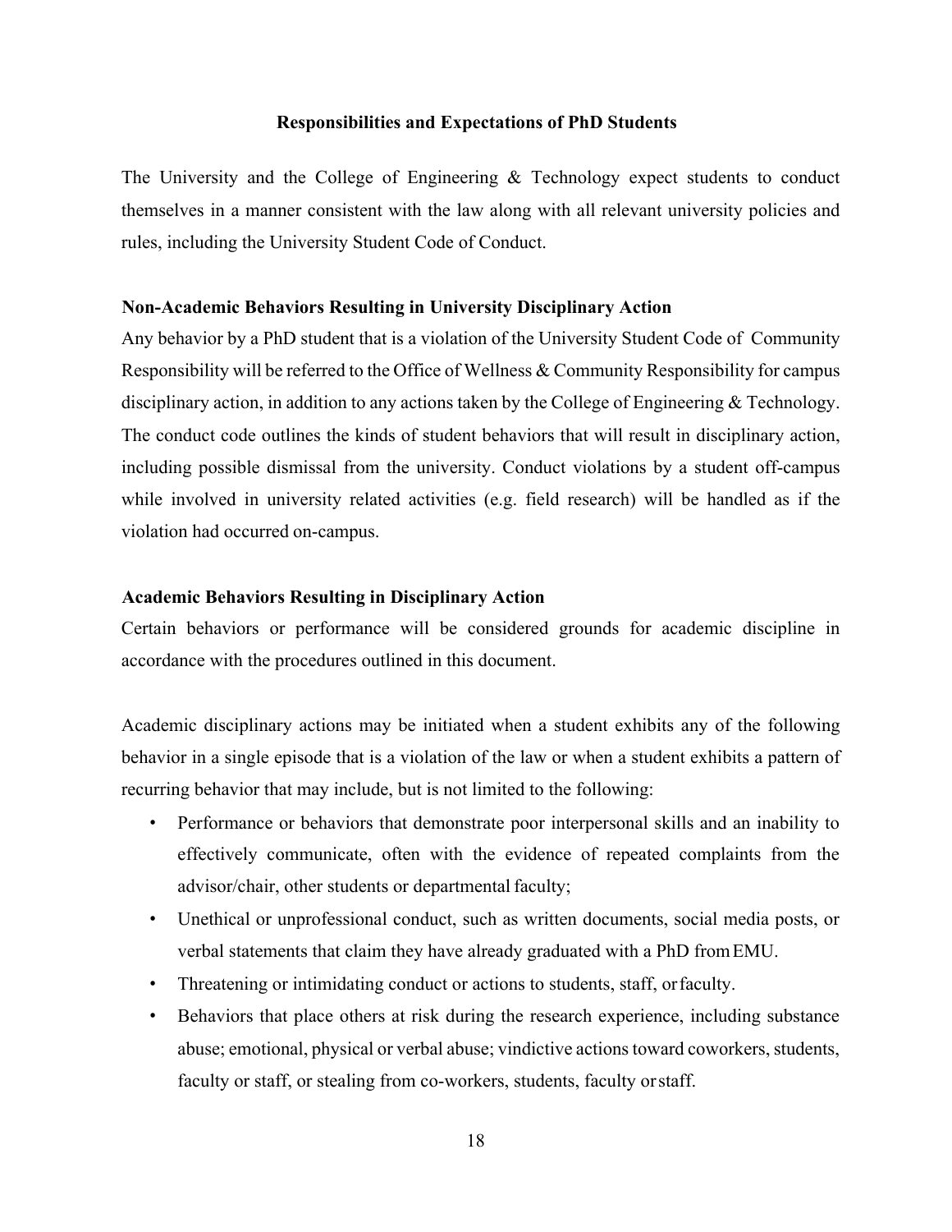## Responsibilities and Expectations of PhD Students

The University and the College of Engineering & Technology expect students to conduct themselves in a manner consistent with the law along with all relevant university policies and rules, including the University Student Code of Conduct.

### Non-Academic Behaviors Resulting in University Disciplinary Action

Any behavior by a PhD student that is a violation of the University Student Code of Community Responsibility will be referred to the Office of Wellness & Community Responsibility for campus disciplinary action, in addition to any actions taken by the College of Engineering & Technology. The conduct code outlines the kinds of student behaviors that will result in disciplinary action, including possible dismissal from the university. Conduct violations by a student off-campus while involved in university related activities (e.g. field research) will be handled as if the violation had occurred on-campus.

### Academic Behaviors Resulting in Disciplinary Action

Certain behaviors or performance will be considered grounds for academic discipline in accordance with the procedures outlined in this document.

Academic disciplinary actions may be initiated when a student exhibits any of the following behavior in a single episode that is a violation of the law or when a student exhibits a pattern of recurring behavior that may include, but is not limited to the following:

- Performance or behaviors that demonstrate poor interpersonal skills and an inability to effectively communicate, often with the evidence of repeated complaints from the advisor/chair, other students or departmental faculty;
- Unethical or unprofessional conduct, such as written documents, social media posts, or verbal statements that claim they have already graduated with a PhD from EMU.
- Threatening or intimidating conduct or actions to students, staff, or faculty.
- Behaviors that place others at risk during the research experience, including substance abuse; emotional, physical or verbal abuse; vindictive actions toward coworkers, students, faculty or staff, or stealing from co-workers, students, faculty or staff.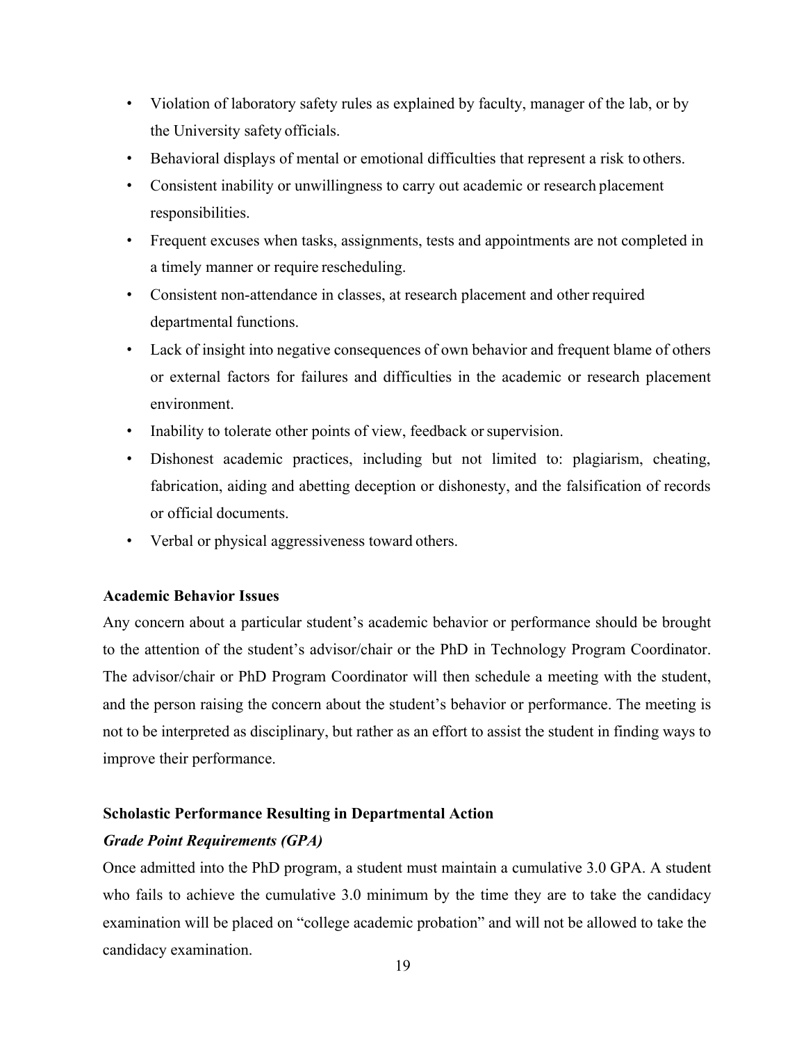- Violation of laboratory safety rules as explained by faculty, manager of the lab, or by the University safety officials.
- Behavioral displays of mental or emotional difficulties that represent a risk to others.
- Consistent inability or unwillingness to carry out academic or research placement responsibilities.
- Frequent excuses when tasks, assignments, tests and appointments are not completed in a timely manner or require rescheduling.
- Consistent non-attendance in classes, at research placement and other required departmental functions.
- Lack of insight into negative consequences of own behavior and frequent blame of others or external factors for failures and difficulties in the academic or research placement environment.
- Inability to tolerate other points of view, feedback or supervision.
- Dishonest academic practices, including but not limited to: plagiarism, cheating, fabrication, aiding and abetting deception or dishonesty, and the falsification of records or official documents.
- Verbal or physical aggressiveness toward others.

**Academic Behavior Issues**

Any concern about a particular student's academic behavior or performance should be brought to the attention of the student's advisor/chair or the PhD in Technology Program Coordinator. The advisor/chair or PhD Program Coordinator will then schedule a meeting with the student, and the person raising the concern about the student's behavior or performance. The meeting is not to be interpreted as disciplinary, but rather as an effort to assist the student in finding ways to improve their performance.

**Scholastic Performance Resulting in Departmental Action**

***Grade Point Requirements (GPA)***

Once admitted into the PhD program, a student must maintain a cumulative 3.0 GPA. A student who fails to achieve the cumulative 3.0 minimum by the time they are to take the candidacy examination will be placed on "college academic probation" and will not be allowed to take the candidacy examination.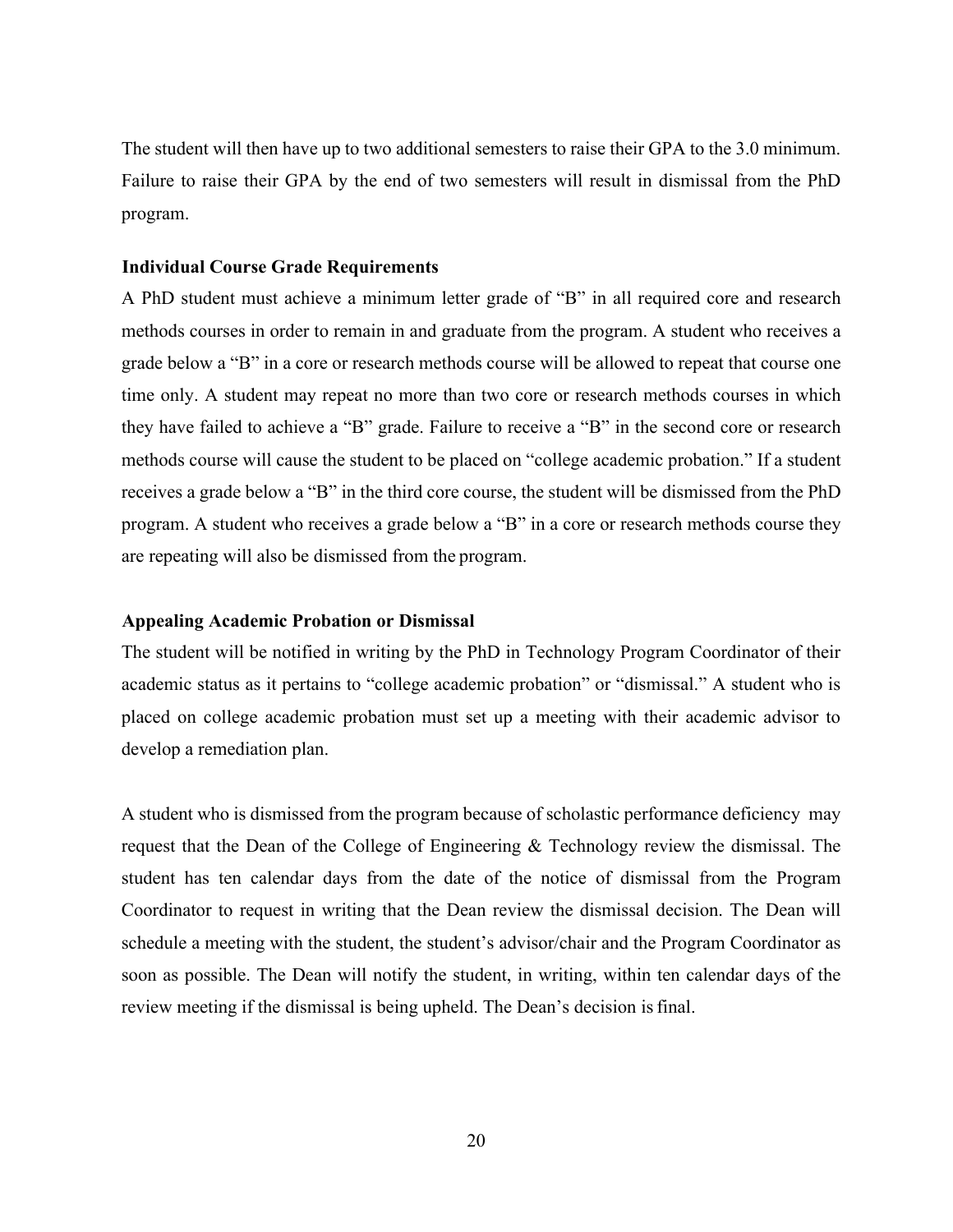The student will then have up to two additional semesters to raise their GPA to the 3.0 minimum. Failure to raise their GPA by the end of two semesters will result in dismissal from the PhD program.

### Individual Course Grade Requirements

A PhD student must achieve a minimum letter grade of "B" in all required core and research methods courses in order to remain in and graduate from the program. A student who receives a grade below a "B" in a core or research methods course will be allowed to repeat that course one time only. A student may repeat no more than two core or research methods courses in which they have failed to achieve a "B" grade. Failure to receive a "B" in the second core or research methods course will cause the student to be placed on "college academic probation." If a student receives a grade below a "B" in the third core course, the student will be dismissed from the PhD program. A student who receives a grade below a "B" in a core or research methods course they are repeating will also be dismissed from the program.

### Appealing Academic Probation or Dismissal

The student will be notified in writing by the PhD in Technology Program Coordinator of their academic status as it pertains to "college academic probation" or "dismissal." A student who is placed on college academic probation must set up a meeting with their academic advisor to develop a remediation plan.

A student who is dismissed from the program because of scholastic performance deficiency may request that the Dean of the College of Engineering & Technology review the dismissal. The student has ten calendar days from the date of the notice of dismissal from the Program Coordinator to request in writing that the Dean review the dismissal decision. The Dean will schedule a meeting with the student, the student's advisor/chair and the Program Coordinator as soon as possible. The Dean will notify the student, in writing, within ten calendar days of the review meeting if the dismissal is being upheld. The Dean's decision is final.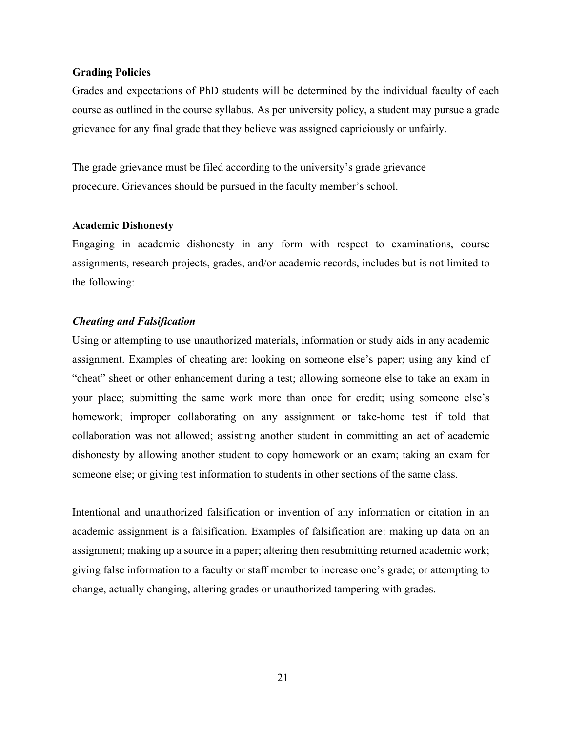**Grading Policies**

Grades and expectations of PhD students will be determined by the individual faculty of each course as outlined in the course syllabus. As per university policy, a student may pursue a grade grievance for any final grade that they believe was assigned capriciously or unfairly.

The grade grievance must be filed according to the university's grade grievance procedure. Grievances should be pursued in the faculty member's school.

**Academic Dishonesty**

Engaging in academic dishonesty in any form with respect to examinations, course assignments, research projects, grades, and/or academic records, includes but is not limited to the following:

***Cheating and Falsification***

Using or attempting to use unauthorized materials, information or study aids in any academic assignment. Examples of cheating are: looking on someone else's paper; using any kind of "cheat" sheet or other enhancement during a test; allowing someone else to take an exam in your place; submitting the same work more than once for credit; using someone else's homework; improper collaborating on any assignment or take-home test if told that collaboration was not allowed; assisting another student in committing an act of academic dishonesty by allowing another student to copy homework or an exam; taking an exam for someone else; or giving test information to students in other sections of the same class.

Intentional and unauthorized falsification or invention of any information or citation in an academic assignment is a falsification. Examples of falsification are: making up data on an assignment; making up a source in a paper; altering then resubmitting returned academic work; giving false information to a faculty or staff member to increase one's grade; or attempting to change, actually changing, altering grades or unauthorized tampering with grades.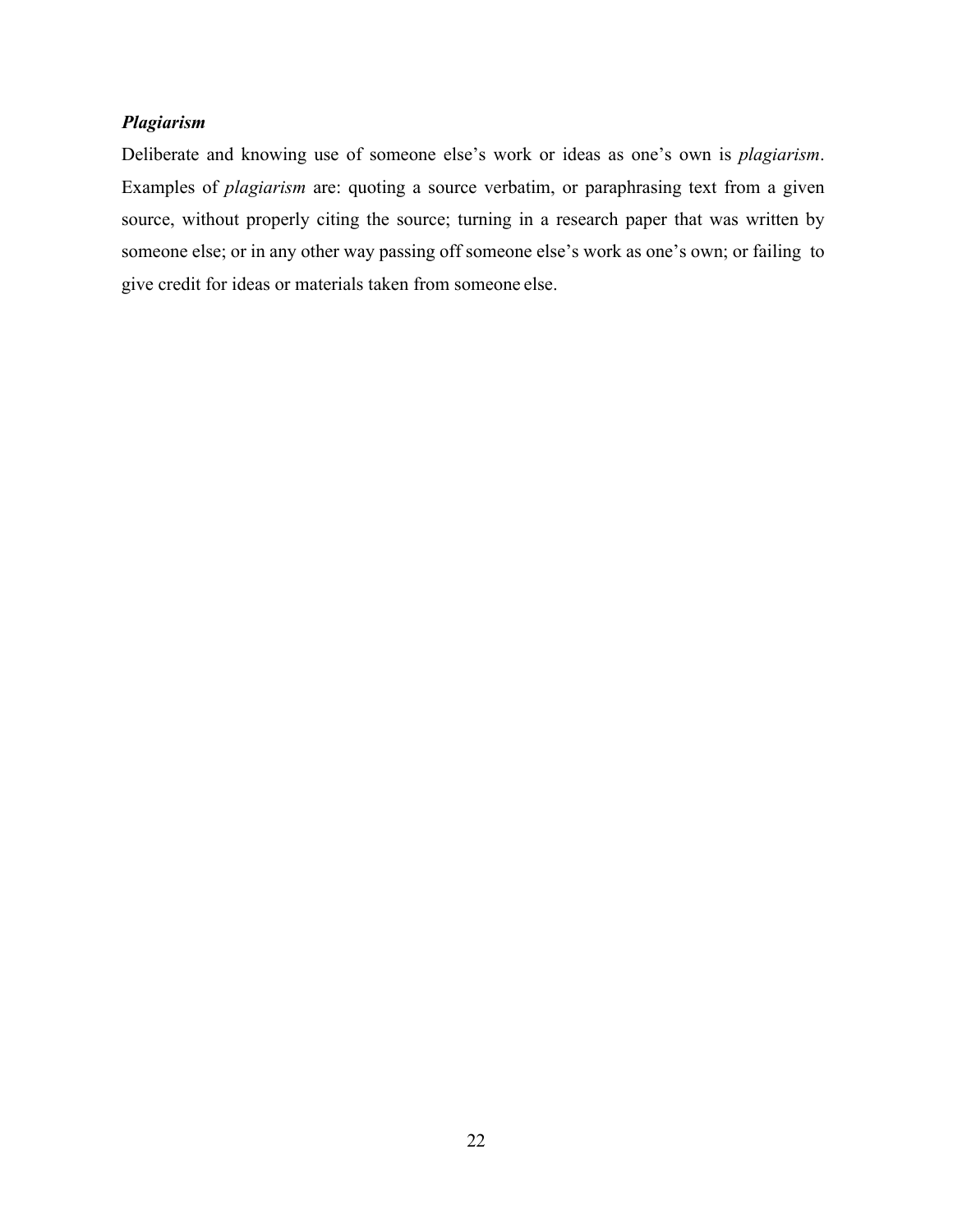***Plagiarism***

Deliberate and knowing use of someone else's work or ideas as one's own is *plagiarism*. Examples of *plagiarism* are: quoting a source verbatim, or paraphrasing text from a given source, without properly citing the source; turning in a research paper that was written by someone else; or in any other way passing off someone else's work as one's own; or failing to give credit for ideas or materials taken from someone else.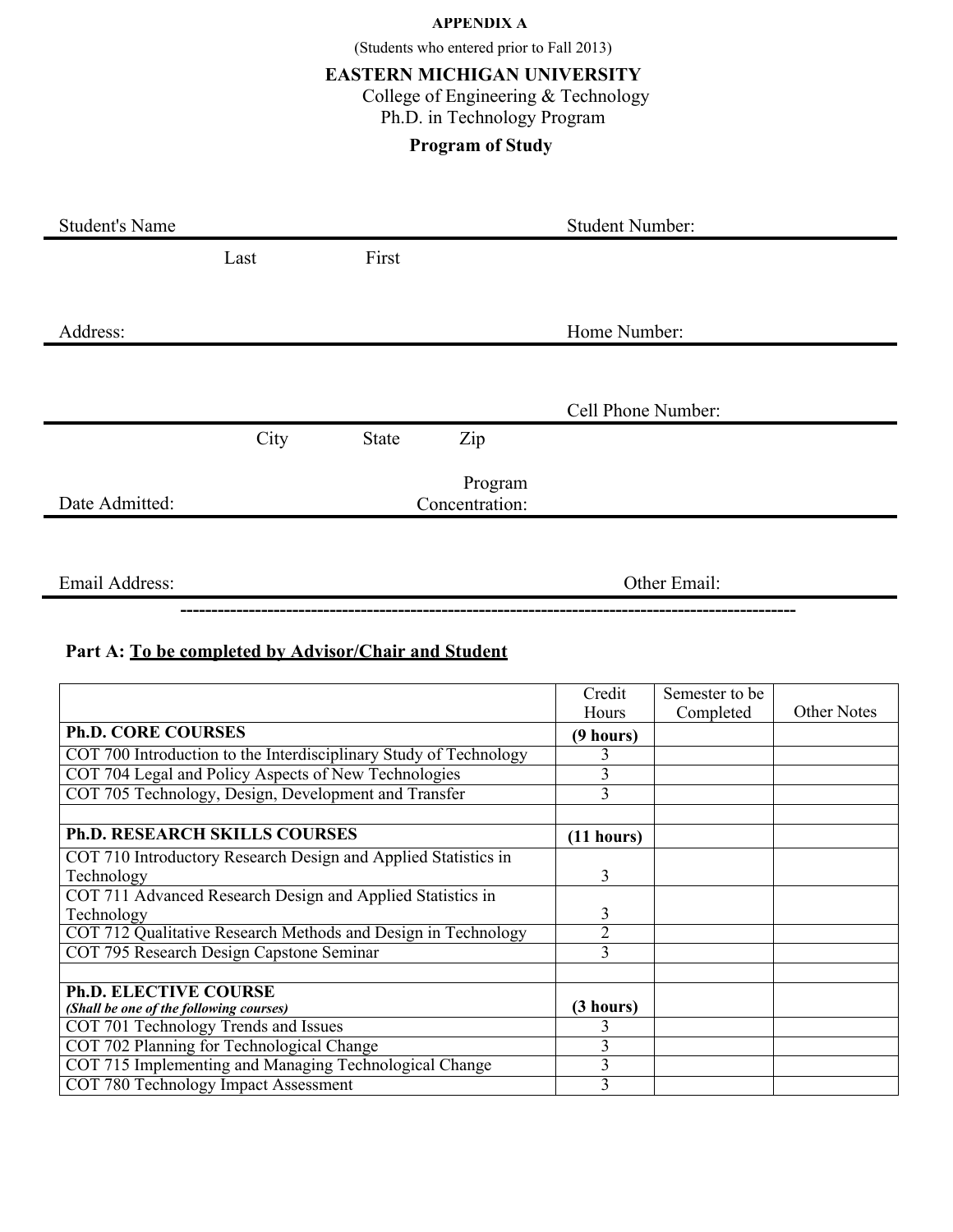**APPENDIX A**

(Students who entered prior to Fall 2013)

**EASTERN MICHIGAN UNIVERSITY**

College of Engineering & Technology

Ph.D. in Technology Program

**Program of Study**

Student's Name ______________________________ Student Number: ______________________________

Last First

Address: ______________________________ Home Number: ______________________________

______________________________ Cell Phone Number: ______________________________

City State Zip

Date Admitted: ______________________________ Program Concentration: ______________________________

Email Address: ______________________________ Other Email: ______________________________

---

**Part A: To be completed by Advisor/Chair and Student**

| | Credit Hours | Semester to be Completed | Other Notes |
|---|---|---|---|
| **Ph.D. CORE COURSES** | **(9 hours)** | | |
| COT 700 Introduction to the Interdisciplinary Study of Technology | 3 | | |
| COT 704 Legal and Policy Aspects of New Technologies | 3 | | |
| COT 705 Technology, Design, Development and Transfer | 3 | | |
| | | | |
| **Ph.D. RESEARCH SKILLS COURSES** | **(11 hours)** | | |
| COT 710 Introductory Research Design and Applied Statistics in Technology | 3 | | |
| COT 711 Advanced Research Design and Applied Statistics in Technology | 3 | | |
| COT 712 Qualitative Research Methods and Design in Technology | 2 | | |
| COT 795 Research Design Capstone Seminar | 3 | | |
| | | | |
| **Ph.D. ELECTIVE COURSE** ***(Shall be one of the following courses)*** | **(3 hours)** | | |
| COT 701 Technology Trends and Issues | 3 | | |
| COT 702 Planning for Technological Change | 3 | | |
| COT 715 Implementing and Managing Technological Change | 3 | | |
| COT 780 Technology Impact Assessment | 3 | | |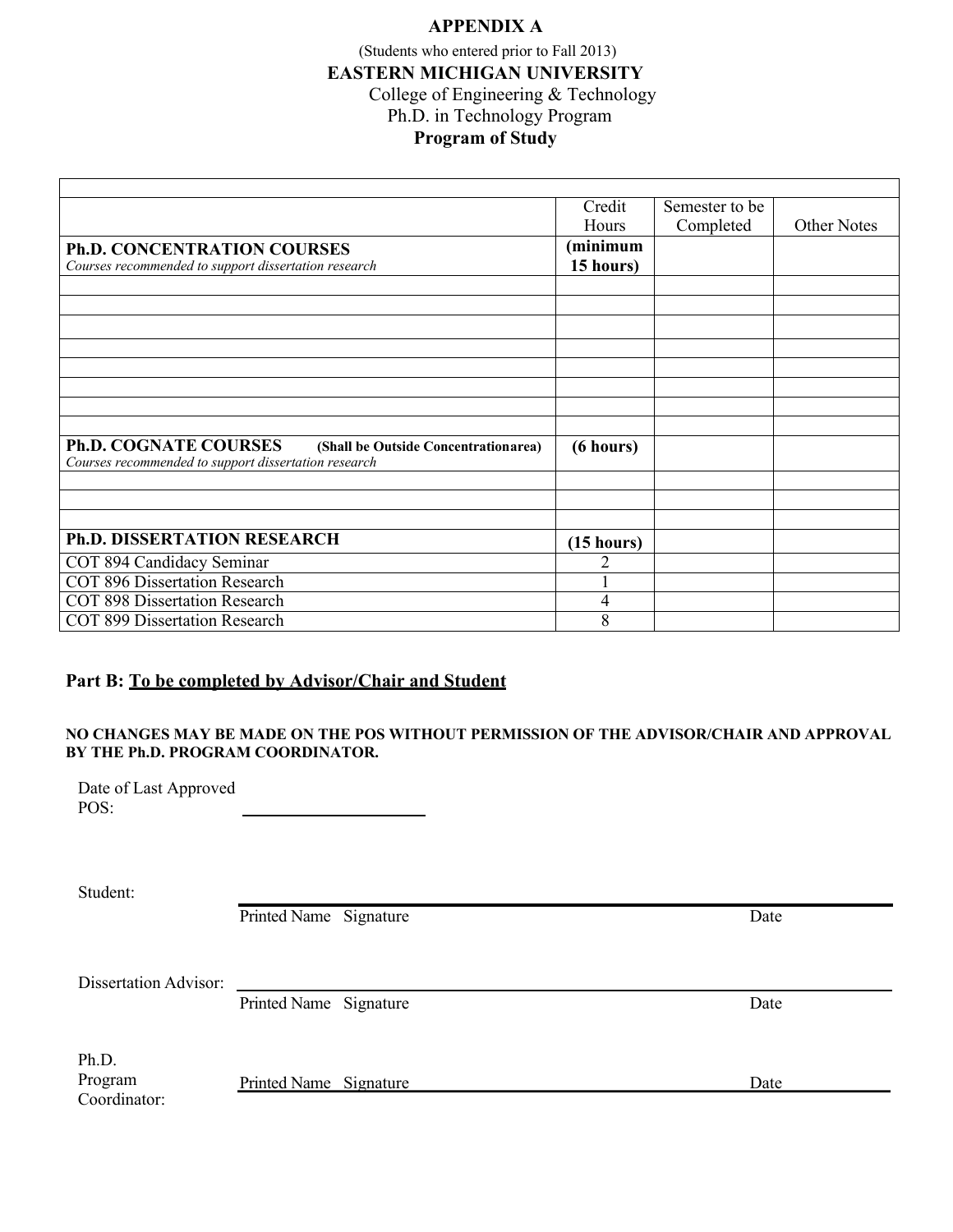# APPENDIX A

(Students who entered prior to Fall 2013)

**EASTERN MICHIGAN UNIVERSITY**

College of Engineering & Technology

Ph.D. in Technology Program

**Program of Study**

| | Credit Hours | Semester to be Completed | Other Notes |
|---|---|---|---|
| **Ph.D. CONCENTRATION COURSES**<br>*Courses recommended to support dissertation research* | **(minimum 15 hours)** | | |
| | | | |
| | | | |
| | | | |
| | | | |
| | | | |
| | | | |
| | | | |
| | | | |
| **Ph.D. COGNATE COURSES** **(Shall be Outside Concentrationarea)**<br>*Courses recommended to support dissertation research* | **(6 hours)** | | |
| | | | |
| | | | |
| | | | |
| **Ph.D. DISSERTATION RESEARCH** | **(15 hours)** | | |
| COT 894 Candidacy Seminar | 2 | | |
| COT 896 Dissertation Research | 1 | | |
| COT 898 Dissertation Research | 4 | | |
| COT 899 Dissertation Research | 8 | | |

## Part B: To be completed by Advisor/Chair and Student

**NO CHANGES MAY BE MADE ON THE POS WITHOUT PERMISSION OF THE ADVISOR/CHAIR AND APPROVAL BY THE Ph.D. PROGRAM COORDINATOR.**

Date of Last Approved POS: ____________________

Student: ____________________________________________

Printed Name  Signature  Date

Dissertation Advisor: ____________________________________________

Printed Name  Signature  Date

Ph.D. Program Coordinator: ____________________________________________

Printed Name  Signature  Date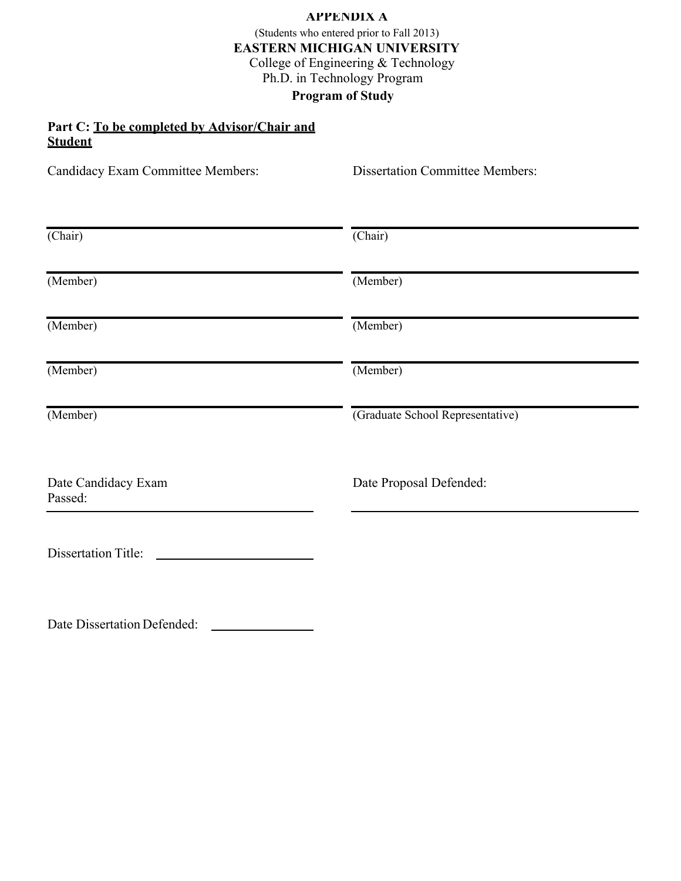**APPENDIX A**

(Students who entered prior to Fall 2013)

**EASTERN MICHIGAN UNIVERSITY**

College of Engineering & Technology

Ph.D. in Technology Program

**Program of Study**

**Part C: <u>To be completed by Advisor/Chair and Student</u>**

| Candidacy Exam Committee Members: | Dissertation Committee Members: |
|---|---|
| ______________________ (Chair) | ______________________ (Chair) |
| ______________________ (Member) | ______________________ (Member) |
| ______________________ (Member) | ______________________ (Member) |
| ______________________ (Member) | ______________________ (Member) |
| ______________________ (Member) | ______________________ (Graduate School Representative) |

Date Candidacy Exam Passed: ______________________

Date Proposal Defended: ______________________

Dissertation Title: ______________________

Date Dissertation Defended: ______________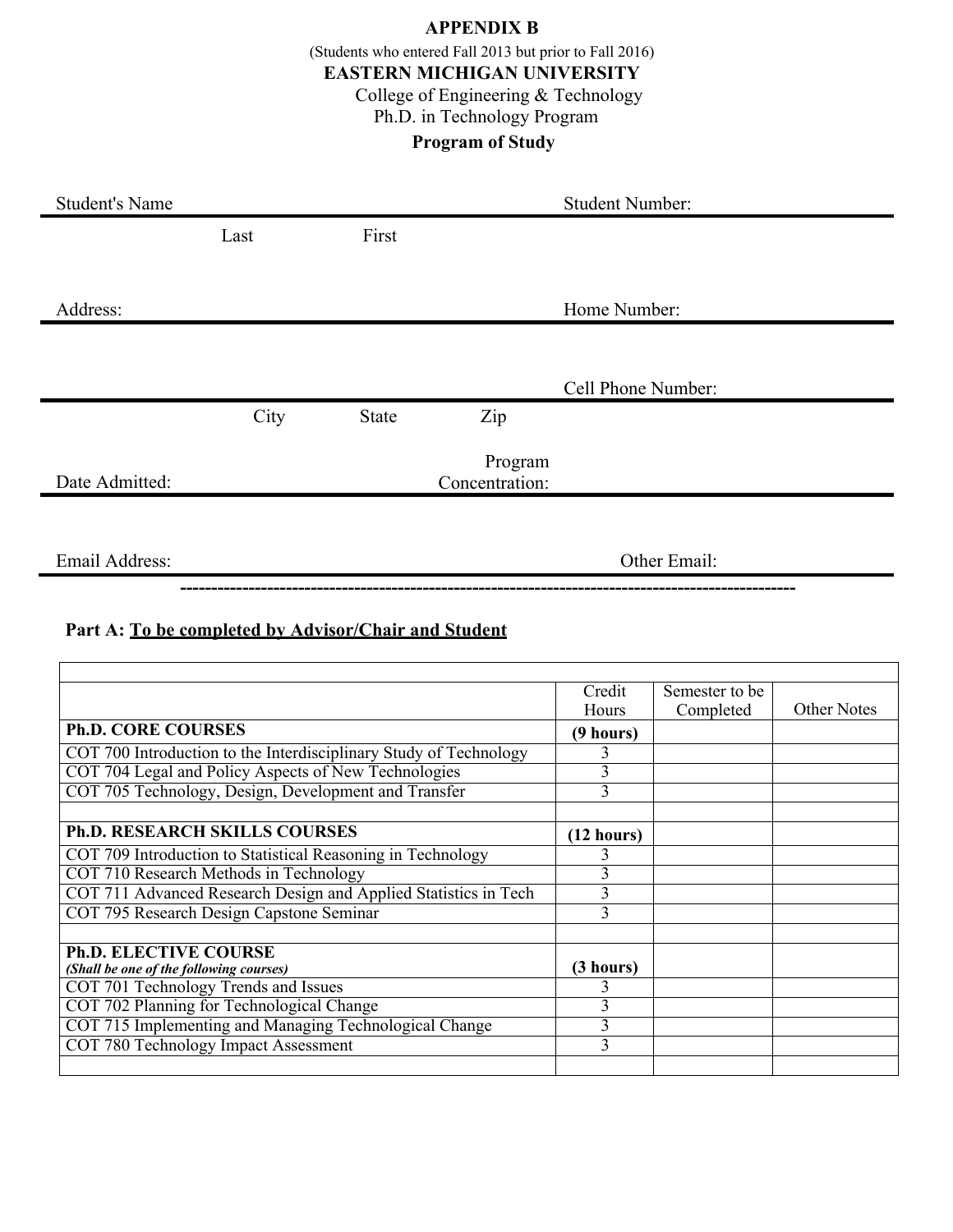# APPENDIX B

(Students who entered Fall 2013 but prior to Fall 2016)

## EASTERN MICHIGAN UNIVERSITY

College of Engineering & Technology

Ph.D. in Technology Program

**Program of Study**

Student's Name ____________________ Student Number: ____________________

Last First

Address: ____________________ Home Number: ____________________

____________________ Cell Phone Number: ____________________

City State Zip

Date Admitted: ____________________ Program Concentration: ____________________

Email Address: ____________________ Other Email: ____________________

---

**Part A: <u>To be completed by Advisor/Chair and Student</u>**

| | Credit Hours | Semester to be Completed | Other Notes |
|---|---|---|---|
| **Ph.D. CORE COURSES** | **(9 hours)** | | |
| COT 700 Introduction to the Interdisciplinary Study of Technology | 3 | | |
| COT 704 Legal and Policy Aspects of New Technologies | 3 | | |
| COT 705 Technology, Design, Development and Transfer | 3 | | |
| | | | |
| **Ph.D. RESEARCH SKILLS COURSES** | **(12 hours)** | | |
| COT 709 Introduction to Statistical Reasoning in Technology | 3 | | |
| COT 710 Research Methods in Technology | 3 | | |
| COT 711 Advanced Research Design and Applied Statistics in Tech | 3 | | |
| COT 795 Research Design Capstone Seminar | 3 | | |
| | | | |
| **Ph.D. ELECTIVE COURSE** ***(Shall be one of the following courses)*** | **(3 hours)** | | |
| COT 701 Technology Trends and Issues | 3 | | |
| COT 702 Planning for Technological Change | 3 | | |
| COT 715 Implementing and Managing Technological Change | 3 | | |
| COT 780 Technology Impact Assessment | 3 | | |
| | | | |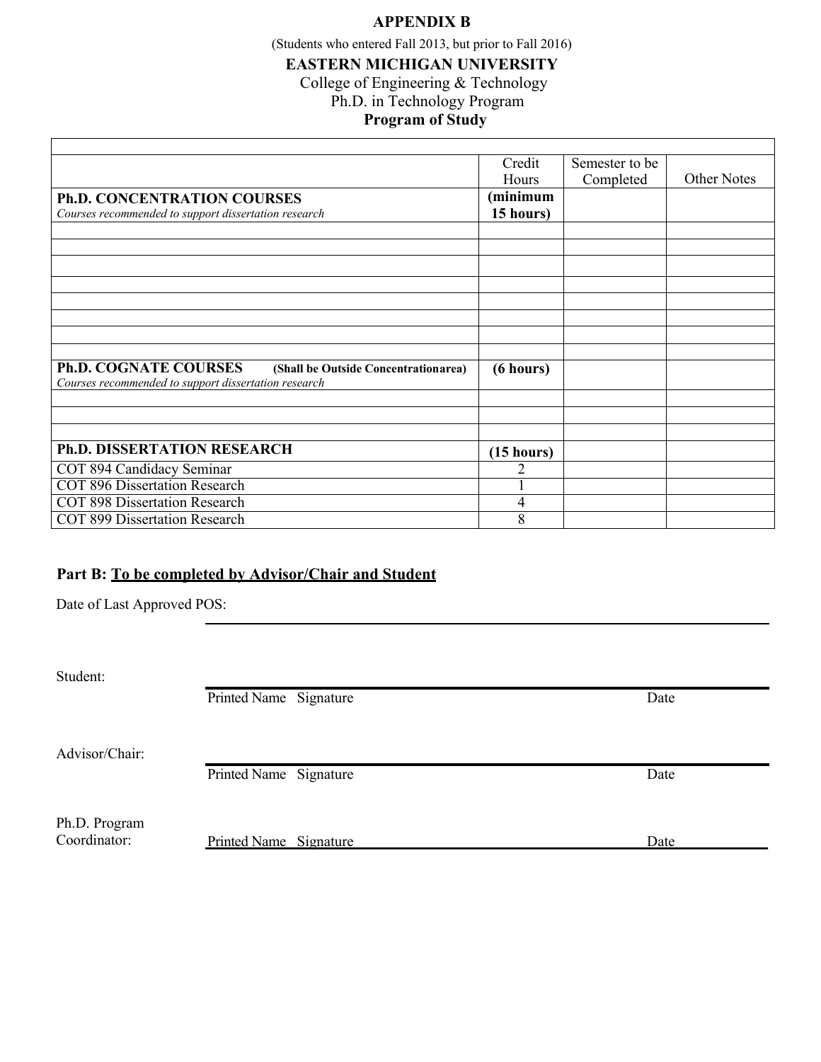# APPENDIX B

(Students who entered Fall 2013, but prior to Fall 2016)

## EASTERN MICHIGAN UNIVERSITY

College of Engineering & Technology

Ph.D. in Technology Program

**Program of Study**

| | Credit Hours | Semester to be Completed | Other Notes |
|---|---|---|---|
| **Ph.D. CONCENTRATION COURSES**<br>*Courses recommended to support dissertation research* | **(minimum 15 hours)** | | |
| | | | |
| | | | |
| | | | |
| | | | |
| | | | |
| | | | |
| | | | |
| | | | |
| **Ph.D. COGNATE COURSES** **(Shall be Outside Concentrationarea)**<br>*Courses recommended to support dissertation research* | **(6 hours)** | | |
| | | | |
| | | | |
| | | | |
| **Ph.D. DISSERTATION RESEARCH** | **(15 hours)** | | |
| COT 894 Candidacy Seminar | 2 | | |
| COT 896 Dissertation Research | 1 | | |
| COT 898 Dissertation Research | 4 | | |
| COT 899 Dissertation Research | 8 | | |

**Part B: To be completed by Advisor/Chair and Student**

Date of Last Approved POS: ______________________________

Student: ______________________________
Printed Name Signature Date

Advisor/Chair: ______________________________
Printed Name Signature Date

Ph.D. Program Coordinator: ______________________________
Printed Name Signature Date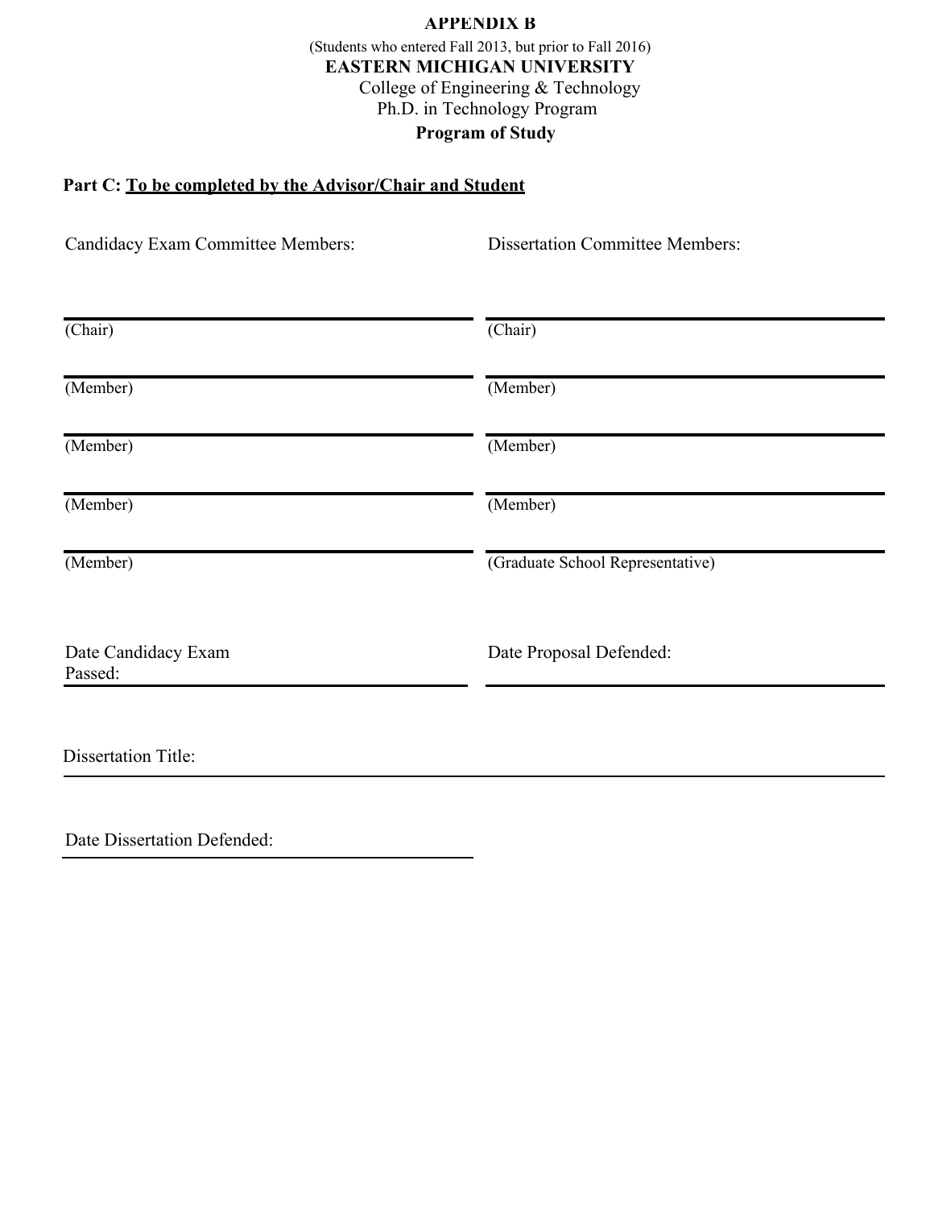**APPENDIX B**

(Students who entered Fall 2013, but prior to Fall 2016)

**EASTERN MICHIGAN UNIVERSITY**

College of Engineering & Technology

Ph.D. in Technology Program

**Program of Study**

**Part C: To be completed by the Advisor/Chair and Student**

| Candidacy Exam Committee Members: | Dissertation Committee Members: |
|---|---|
| \_\_\_\_\_\_\_\_\_\_\_\_\_\_\_\_\_\_\_\_ (Chair) | \_\_\_\_\_\_\_\_\_\_\_\_\_\_\_\_\_\_\_\_ (Chair) |
| \_\_\_\_\_\_\_\_\_\_\_\_\_\_\_\_\_\_\_\_ (Member) | \_\_\_\_\_\_\_\_\_\_\_\_\_\_\_\_\_\_\_\_ (Member) |
| \_\_\_\_\_\_\_\_\_\_\_\_\_\_\_\_\_\_\_\_ (Member) | \_\_\_\_\_\_\_\_\_\_\_\_\_\_\_\_\_\_\_\_ (Member) |
| \_\_\_\_\_\_\_\_\_\_\_\_\_\_\_\_\_\_\_\_ (Member) | \_\_\_\_\_\_\_\_\_\_\_\_\_\_\_\_\_\_\_\_ (Member) |
| \_\_\_\_\_\_\_\_\_\_\_\_\_\_\_\_\_\_\_\_ (Member) | \_\_\_\_\_\_\_\_\_\_\_\_\_\_\_\_\_\_\_\_ (Graduate School Representative) |

Date Candidacy Exam Passed: \_\_\_\_\_\_\_\_\_\_\_\_\_\_\_\_\_\_\_\_

Date Proposal Defended: \_\_\_\_\_\_\_\_\_\_\_\_\_\_\_\_\_\_\_\_

Dissertation Title: \_\_\_\_\_\_\_\_\_\_\_\_\_\_\_\_\_\_\_\_\_\_\_\_\_\_\_\_\_\_\_\_\_\_\_\_\_\_\_\_

Date Dissertation Defended: \_\_\_\_\_\_\_\_\_\_\_\_\_\_\_\_\_\_\_\_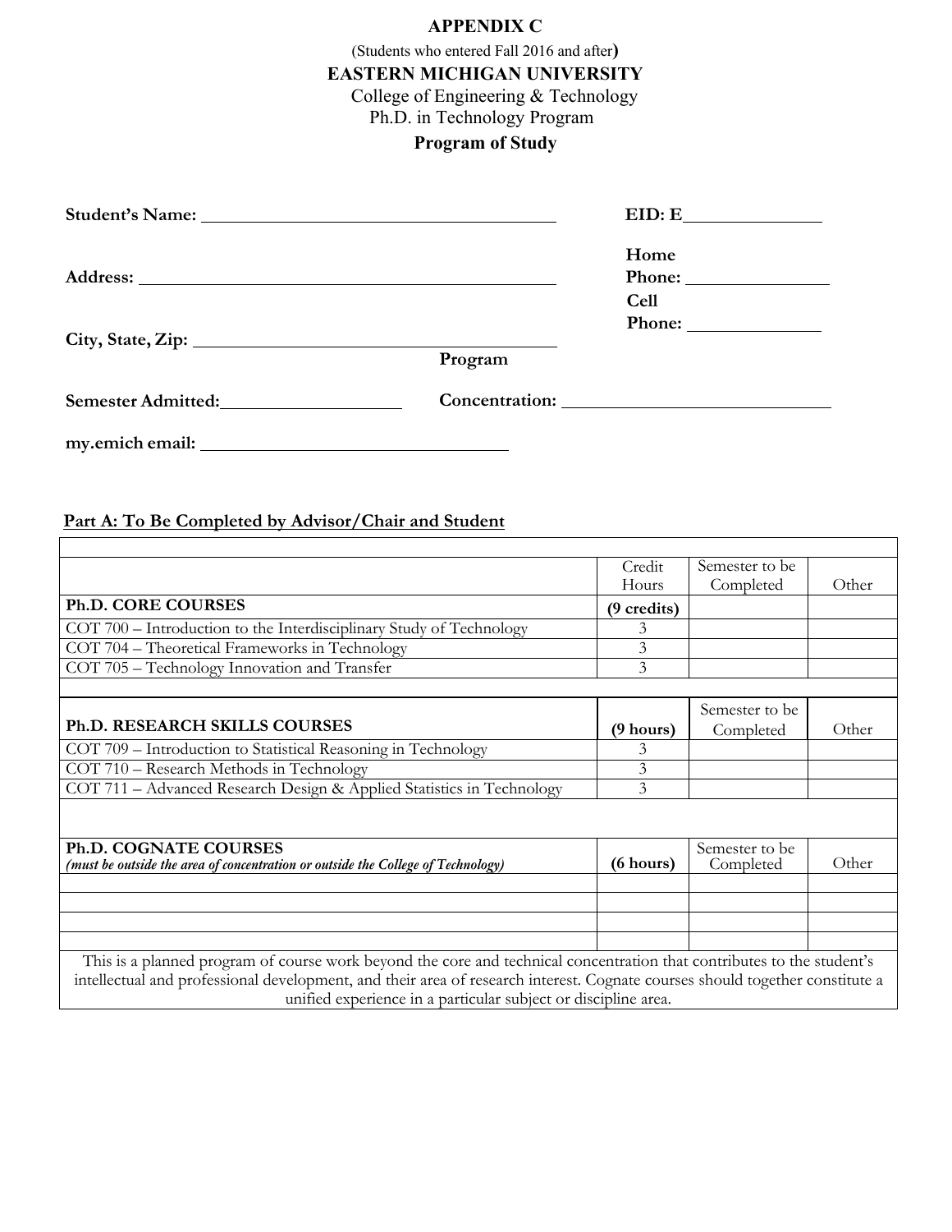**APPENDIX C**

(Students who entered Fall 2016 and after**)**

**EASTERN MICHIGAN UNIVERSITY**

College of Engineering & Technology

Ph.D. in Technology Program

**Program of Study**

**Student's Name:** ______________________________ **EID: E**______________

**Address:** ______________________________ **Home Phone:** ______________

**Cell Phone:** ______________

**City, State, Zip:** ______________________________

**Semester Admitted:**______________ **Program Concentration:** ______________________

**my.emich email:** ______________________________

**Part A: To Be Completed by Advisor/Chair and Student**

| | Credit Hours | Semester to be Completed | Other |
|---|---|---|---|
| **Ph.D. CORE COURSES** | **(9 credits)** | | |
| COT 700 – Introduction to the Interdisciplinary Study of Technology | 3 | | |
| COT 704 – Theoretical Frameworks in Technology | 3 | | |
| COT 705 – Technology Innovation and Transfer | 3 | | |
| | | | |
| **Ph.D. RESEARCH SKILLS COURSES** | **(9 hours)** | Semester to be Completed | Other |
| COT 709 – Introduction to Statistical Reasoning in Technology | 3 | | |
| COT 710 – Research Methods in Technology | 3 | | |
| COT 711 – Advanced Research Design & Applied Statistics in Technology | 3 | | |
| | | | |
| **Ph.D. COGNATE COURSES** ***(must be outside the area of concentration or outside the College of Technology)*** | **(6 hours)** | Semester to be Completed | Other |
| | | | |
| | | | |
| | | | |
| | | | |
| This is a planned program of course work beyond the core and technical concentration that contributes to the student's intellectual and professional development, and their area of research interest. Cognate courses should together constitute a unified experience in a particular subject or discipline area. | | | |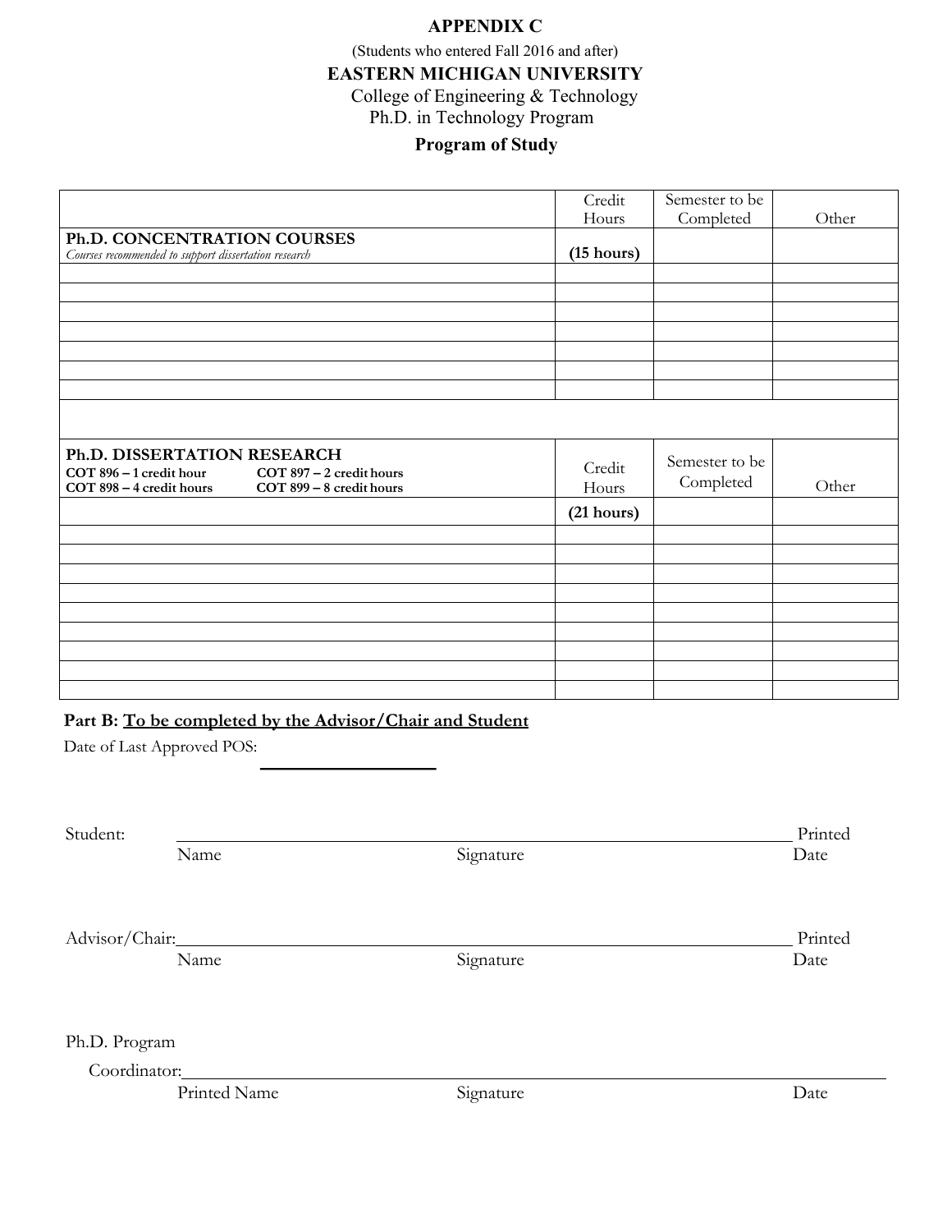# APPENDIX C

(Students who entered Fall 2016 and after)

## EASTERN MICHIGAN UNIVERSITY

College of Engineering & Technology

Ph.D. in Technology Program

### Program of Study

| | Credit Hours | Semester to be Completed | Other |
|---|---|---|---|
| **Ph.D. CONCENTRATION COURSES**<br>*Courses recommended to support dissertation research* | **(15 hours)** | | |
| | | | |
| | | | |
| | | | |
| | | | |
| | | | |
| | | | |
| | | | |
| | | | |
| **Ph.D. DISSERTATION RESEARCH**<br>**COT 896 – 1 credit hour** **COT 897 – 2 credit hours**<br>**COT 898 – 4 credit hours** **COT 899 – 8 credit hours** | Credit Hours | Semester to be Completed | Other |
| | **(21 hours)** | | |
| | | | |
| | | | |
| | | | |
| | | | |
| | | | |
| | | | |
| | | | |
| | | | |
| | | | |

**Part B:** **To be completed by the Advisor/Chair and Student**

Date of Last Approved POS: \_\_\_\_\_\_\_\_\_\_\_\_\_\_\_\_\_\_

Student: \_\_\_\_\_\_\_\_\_\_\_\_\_\_\_\_\_\_\_\_\_\_\_\_\_\_\_\_\_\_\_\_\_\_\_\_\_\_\_\_\_\_\_\_\_\_\_\_\_\_\_\_\_\_\_\_ Printed

Name Signature Date

Advisor/Chair: \_\_\_\_\_\_\_\_\_\_\_\_\_\_\_\_\_\_\_\_\_\_\_\_\_\_\_\_\_\_\_\_\_\_\_\_\_\_\_\_\_\_\_\_\_\_\_\_\_\_\_\_\_\_\_\_ Printed

Name Signature Date

Ph.D. Program

Coordinator: \_\_\_\_\_\_\_\_\_\_\_\_\_\_\_\_\_\_\_\_\_\_\_\_\_\_\_\_\_\_\_\_\_\_\_\_\_\_\_\_\_\_\_\_\_\_\_\_\_\_\_\_\_\_\_\_

Printed Name Signature Date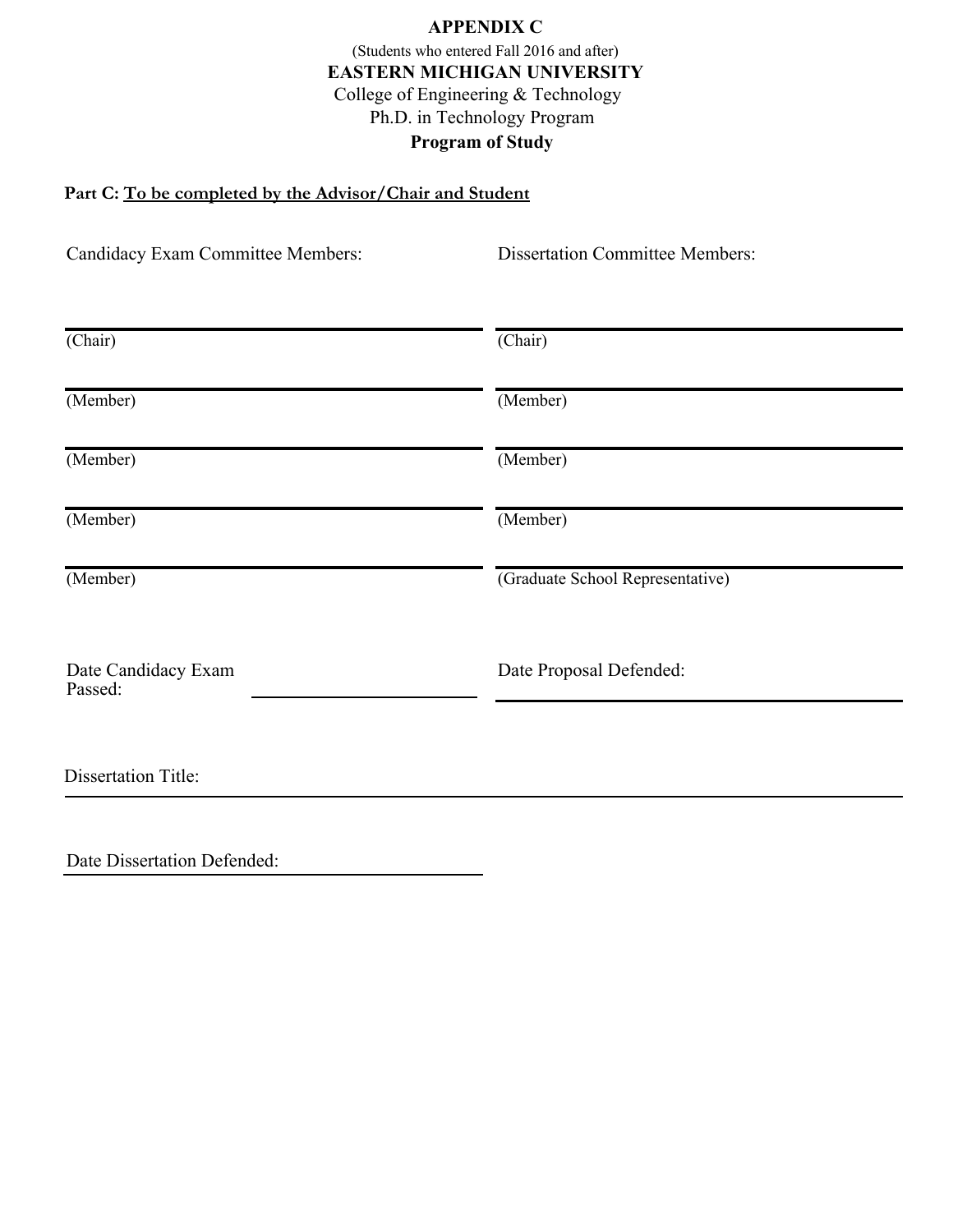**APPENDIX C**

(Students who entered Fall 2016 and after)

**EASTERN MICHIGAN UNIVERSITY**

College of Engineering & Technology

Ph.D. in Technology Program

**Program of Study**

**Part C: To be completed by the Advisor/Chair and Student**

| Candidacy Exam Committee Members: | Dissertation Committee Members: |
| --- | --- |
| (Chair) | (Chair) |
| (Member) | (Member) |
| (Member) | (Member) |
| (Member) | (Member) |
| (Member) | (Graduate School Representative) |

Date Candidacy Exam Passed: ____________________

Date Proposal Defended: ____________________

Dissertation Title: ____________________

Date Dissertation Defended: ____________________